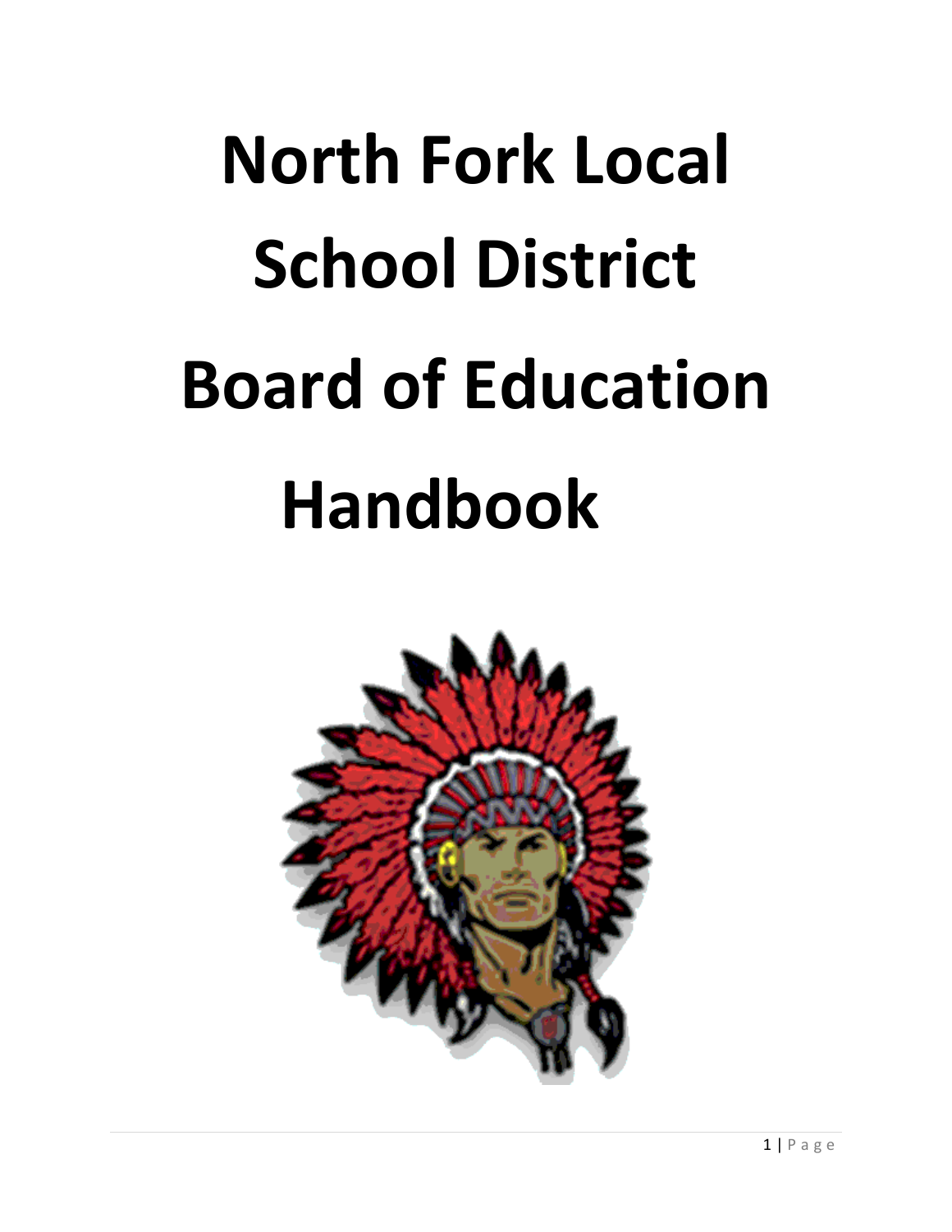# North Fork Local School District Board of Education Handbook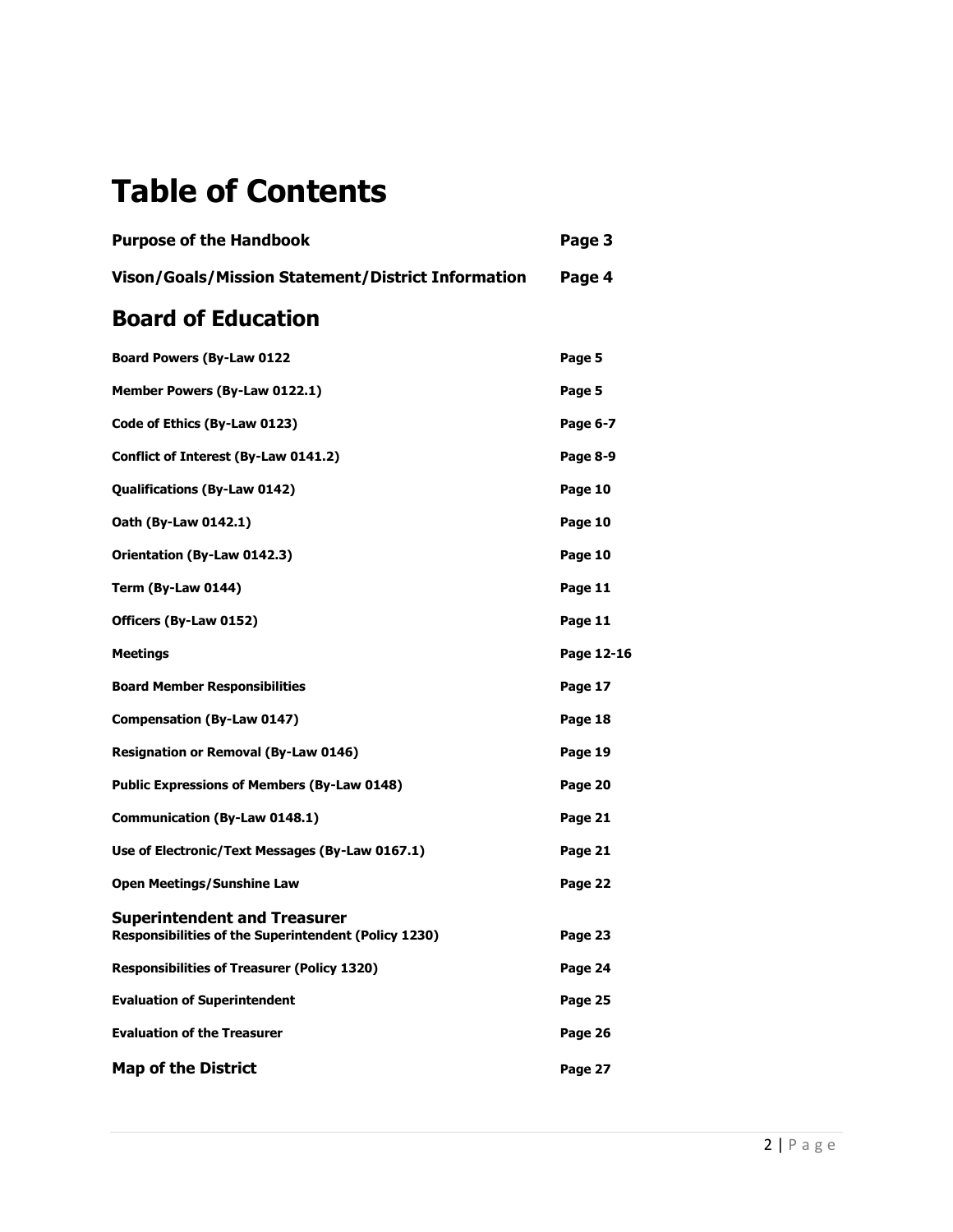# Table of Contents

| | |
|---|---|
| **Purpose of the Handbook** | **Page 3** |
| **Vison/Goals/Mission Statement/District Information** | **Page 4** |

## Board of Education

| | |
|---|---|
| **Board Powers (By-Law 0122** | **Page 5** |
| **Member Powers (By-Law 0122.1)** | **Page 5** |
| **Code of Ethics (By-Law 0123)** | **Page 6-7** |
| **Conflict of Interest (By-Law 0141.2)** | **Page 8-9** |
| **Qualifications (By-Law 0142)** | **Page 10** |
| **Oath (By-Law 0142.1)** | **Page 10** |
| **Orientation (By-Law 0142.3)** | **Page 10** |
| **Term (By-Law 0144)** | **Page 11** |
| **Officers (By-Law 0152)** | **Page 11** |
| **Meetings** | **Page 12-16** |
| **Board Member Responsibilities** | **Page 17** |
| **Compensation (By-Law 0147)** | **Page 18** |
| **Resignation or Removal (By-Law 0146)** | **Page 19** |
| **Public Expressions of Members (By-Law 0148)** | **Page 20** |
| **Communication (By-Law 0148.1)** | **Page 21** |
| **Use of Electronic/Text Messages (By-Law 0167.1)** | **Page 21** |
| **Open Meetings/Sunshine Law** | **Page 22** |

### Superintendent and Treasurer

| | |
|---|---|
| **Responsibilities of the Superintendent (Policy 1230)** | **Page 23** |
| **Responsibilities of Treasurer (Policy 1320)** | **Page 24** |
| **Evaluation of Superintendent** | **Page 25** |
| **Evaluation of the Treasurer** | **Page 26** |
| **Map of the District** | **Page 27** |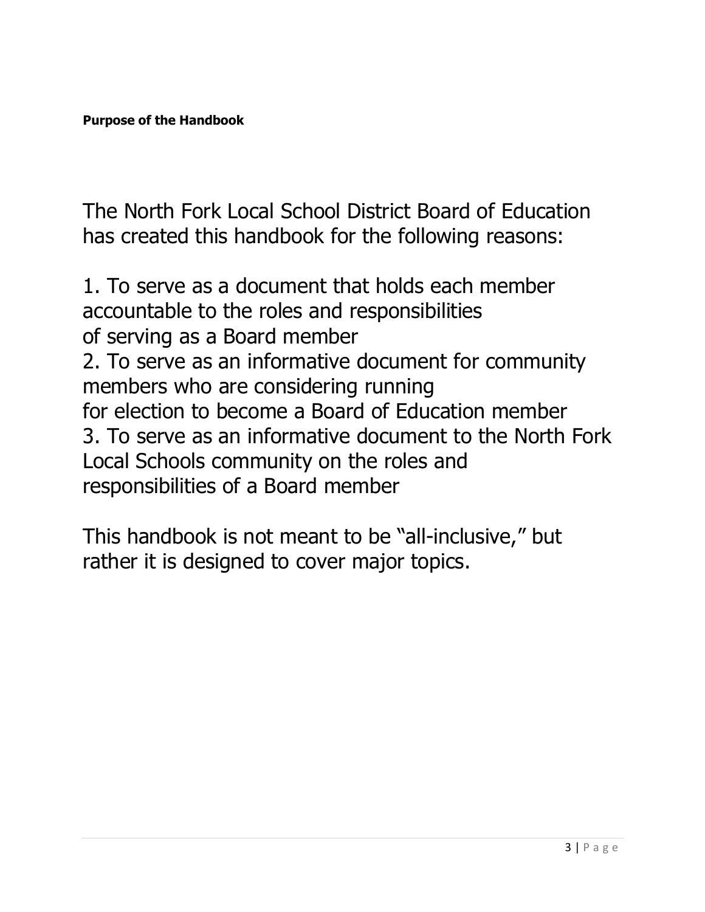**Purpose of the Handbook**

The North Fork Local School District Board of Education has created this handbook for the following reasons:

1. To serve as a document that holds each member accountable to the roles and responsibilities of serving as a Board member
2. To serve as an informative document for community members who are considering running for election to become a Board of Education member
3. To serve as an informative document to the North Fork Local Schools community on the roles and responsibilities of a Board member

This handbook is not meant to be "all-inclusive," but rather it is designed to cover major topics.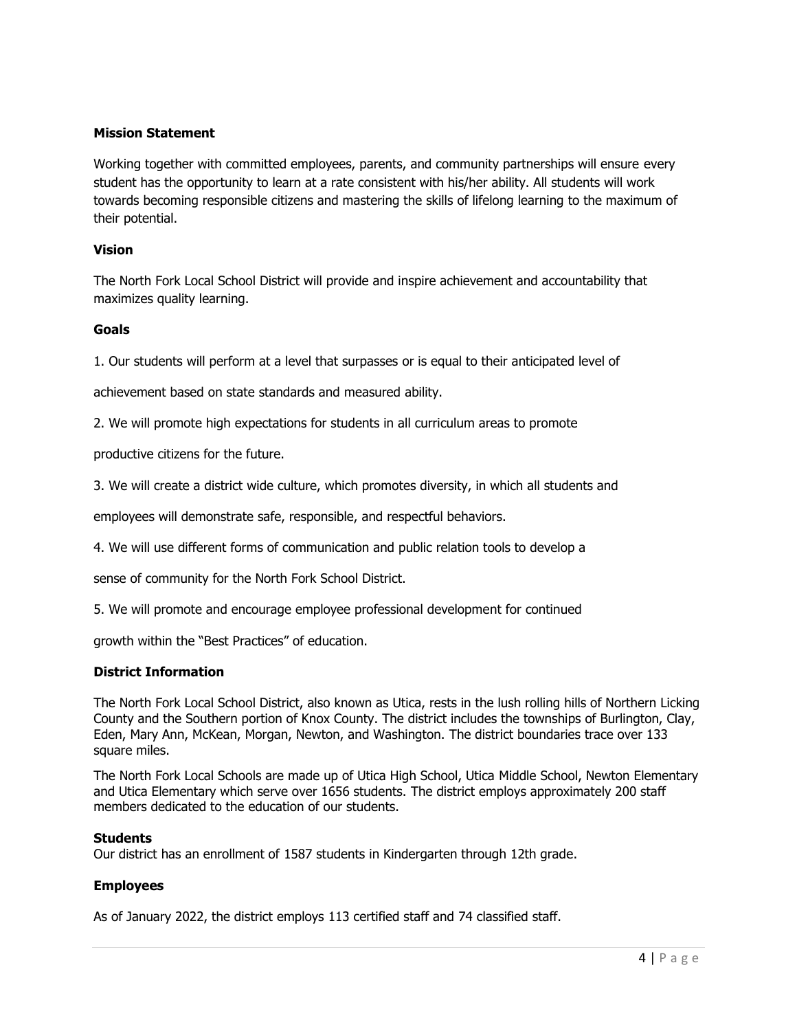## Mission Statement

Working together with committed employees, parents, and community partnerships will ensure every student has the opportunity to learn at a rate consistent with his/her ability. All students will work towards becoming responsible citizens and mastering the skills of lifelong learning to the maximum of their potential.

## Vision

The North Fork Local School District will provide and inspire achievement and accountability that maximizes quality learning.

## Goals

1. Our students will perform at a level that surpasses or is equal to their anticipated level of achievement based on state standards and measured ability.

2. We will promote high expectations for students in all curriculum areas to promote productive citizens for the future.

3. We will create a district wide culture, which promotes diversity, in which all students and employees will demonstrate safe, responsible, and respectful behaviors.

4. We will use different forms of communication and public relation tools to develop a sense of community for the North Fork School District.

5. We will promote and encourage employee professional development for continued growth within the "Best Practices" of education.

## District Information

The North Fork Local School District, also known as Utica, rests in the lush rolling hills of Northern Licking County and the Southern portion of Knox County. The district includes the townships of Burlington, Clay, Eden, Mary Ann, McKean, Morgan, Newton, and Washington. The district boundaries trace over 133 square miles.

The North Fork Local Schools are made up of Utica High School, Utica Middle School, Newton Elementary and Utica Elementary which serve over 1656 students. The district employs approximately 200 staff members dedicated to the education of our students.

## Students

Our district has an enrollment of 1587 students in Kindergarten through 12th grade.

## Employees

As of January 2022, the district employs 113 certified staff and 74 classified staff.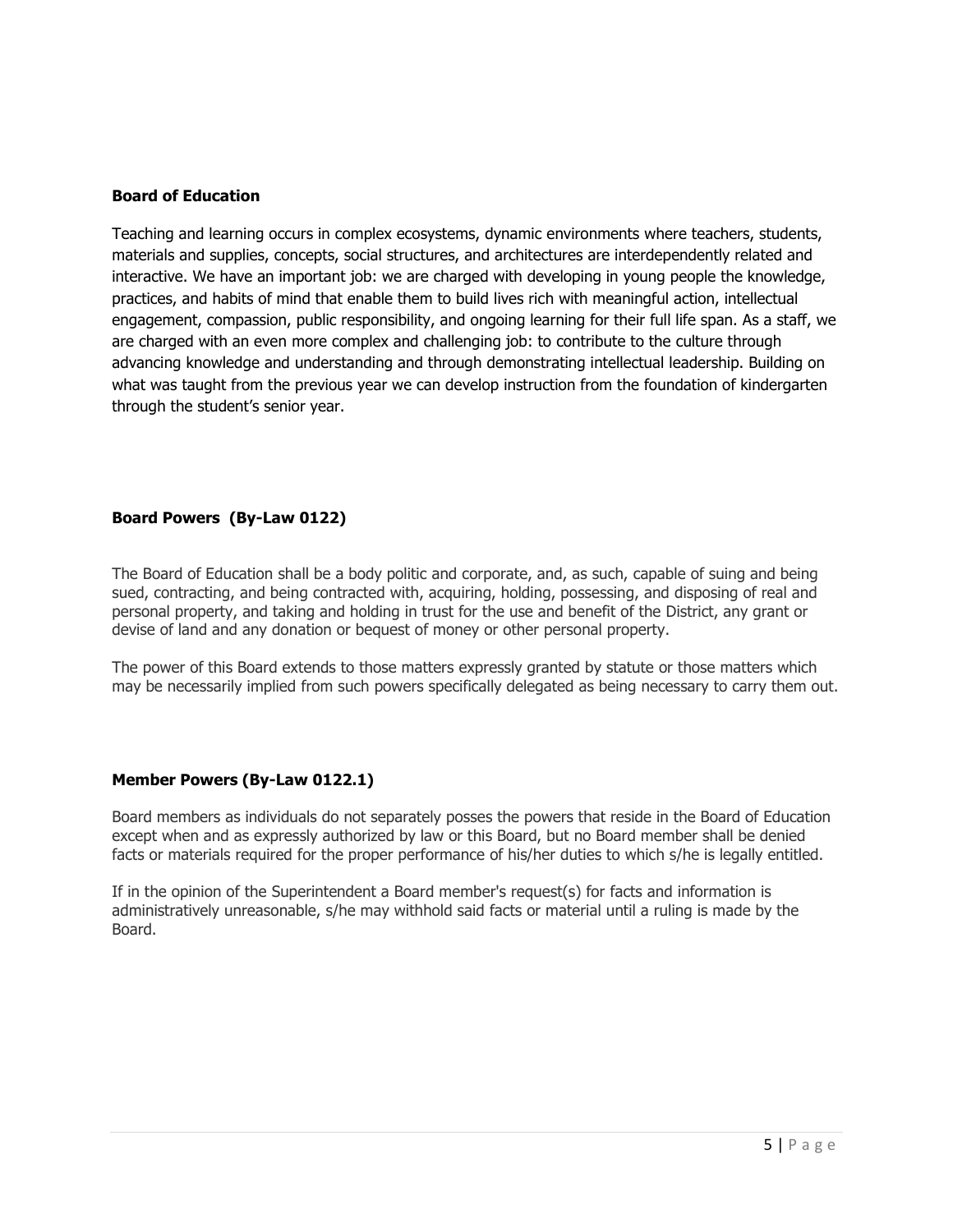**Board of Education**

Teaching and learning occurs in complex ecosystems, dynamic environments where teachers, students, materials and supplies, concepts, social structures, and architectures are interdependently related and interactive. We have an important job: we are charged with developing in young people the knowledge, practices, and habits of mind that enable them to build lives rich with meaningful action, intellectual engagement, compassion, public responsibility, and ongoing learning for their full life span. As a staff, we are charged with an even more complex and challenging job: to contribute to the culture through advancing knowledge and understanding and through demonstrating intellectual leadership. Building on what was taught from the previous year we can develop instruction from the foundation of kindergarten through the student's senior year.

**Board Powers (By-Law 0122)**

The Board of Education shall be a body politic and corporate, and, as such, capable of suing and being sued, contracting, and being contracted with, acquiring, holding, possessing, and disposing of real and personal property, and taking and holding in trust for the use and benefit of the District, any grant or devise of land and any donation or bequest of money or other personal property.

The power of this Board extends to those matters expressly granted by statute or those matters which may be necessarily implied from such powers specifically delegated as being necessary to carry them out.

**Member Powers (By-Law 0122.1)**

Board members as individuals do not separately posses the powers that reside in the Board of Education except when and as expressly authorized by law or this Board, but no Board member shall be denied facts or materials required for the proper performance of his/her duties to which s/he is legally entitled.

If in the opinion of the Superintendent a Board member's request(s) for facts and information is administratively unreasonable, s/he may withhold said facts or material until a ruling is made by the Board.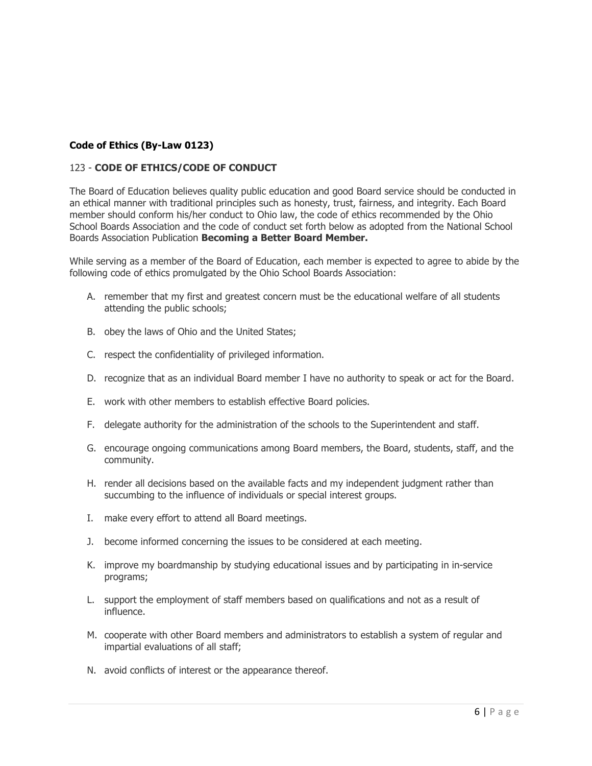### Code of Ethics (By-Law 0123)

123 - **CODE OF ETHICS/CODE OF CONDUCT**

The Board of Education believes quality public education and good Board service should be conducted in an ethical manner with traditional principles such as honesty, trust, fairness, and integrity. Each Board member should conform his/her conduct to Ohio law, the code of ethics recommended by the Ohio School Boards Association and the code of conduct set forth below as adopted from the National School Boards Association Publication **Becoming a Better Board Member.**

While serving as a member of the Board of Education, each member is expected to agree to abide by the following code of ethics promulgated by the Ohio School Boards Association:

A. remember that my first and greatest concern must be the educational welfare of all students attending the public schools;

B. obey the laws of Ohio and the United States;

C. respect the confidentiality of privileged information.

D. recognize that as an individual Board member I have no authority to speak or act for the Board.

E. work with other members to establish effective Board policies.

F. delegate authority for the administration of the schools to the Superintendent and staff.

G. encourage ongoing communications among Board members, the Board, students, staff, and the community.

H. render all decisions based on the available facts and my independent judgment rather than succumbing to the influence of individuals or special interest groups.

I. make every effort to attend all Board meetings.

J. become informed concerning the issues to be considered at each meeting.

K. improve my boardmanship by studying educational issues and by participating in in-service programs;

L. support the employment of staff members based on qualifications and not as a result of influence.

M. cooperate with other Board members and administrators to establish a system of regular and impartial evaluations of all staff;

N. avoid conflicts of interest or the appearance thereof.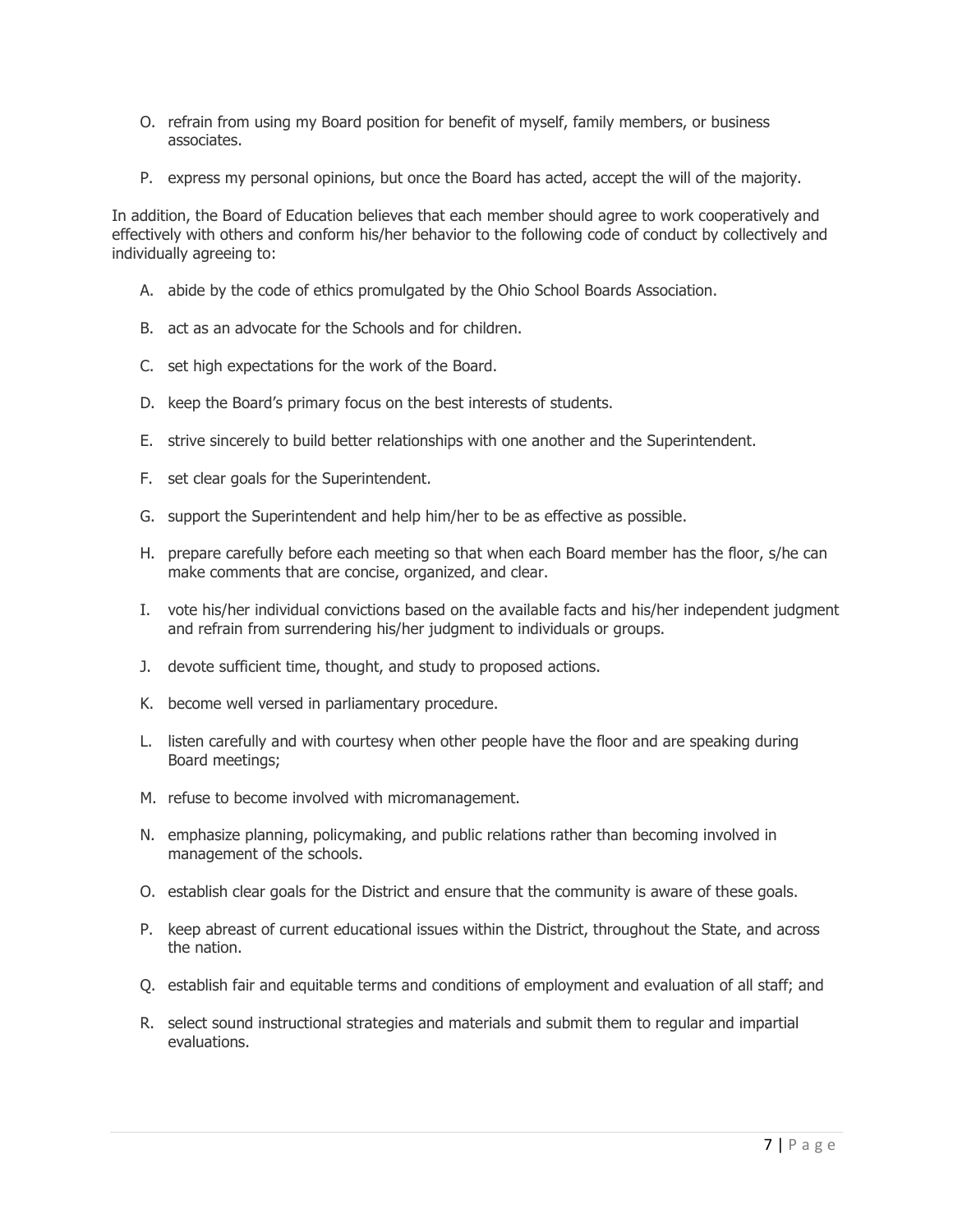O. refrain from using my Board position for benefit of myself, family members, or business associates.

P. express my personal opinions, but once the Board has acted, accept the will of the majority.

In addition, the Board of Education believes that each member should agree to work cooperatively and effectively with others and conform his/her behavior to the following code of conduct by collectively and individually agreeing to:

A. abide by the code of ethics promulgated by the Ohio School Boards Association.

B. act as an advocate for the Schools and for children.

C. set high expectations for the work of the Board.

D. keep the Board's primary focus on the best interests of students.

E. strive sincerely to build better relationships with one another and the Superintendent.

F. set clear goals for the Superintendent.

G. support the Superintendent and help him/her to be as effective as possible.

H. prepare carefully before each meeting so that when each Board member has the floor, s/he can make comments that are concise, organized, and clear.

I. vote his/her individual convictions based on the available facts and his/her independent judgment and refrain from surrendering his/her judgment to individuals or groups.

J. devote sufficient time, thought, and study to proposed actions.

K. become well versed in parliamentary procedure.

L. listen carefully and with courtesy when other people have the floor and are speaking during Board meetings;

M. refuse to become involved with micromanagement.

N. emphasize planning, policymaking, and public relations rather than becoming involved in management of the schools.

O. establish clear goals for the District and ensure that the community is aware of these goals.

P. keep abreast of current educational issues within the District, throughout the State, and across the nation.

Q. establish fair and equitable terms and conditions of employment and evaluation of all staff; and

R. select sound instructional strategies and materials and submit them to regular and impartial evaluations.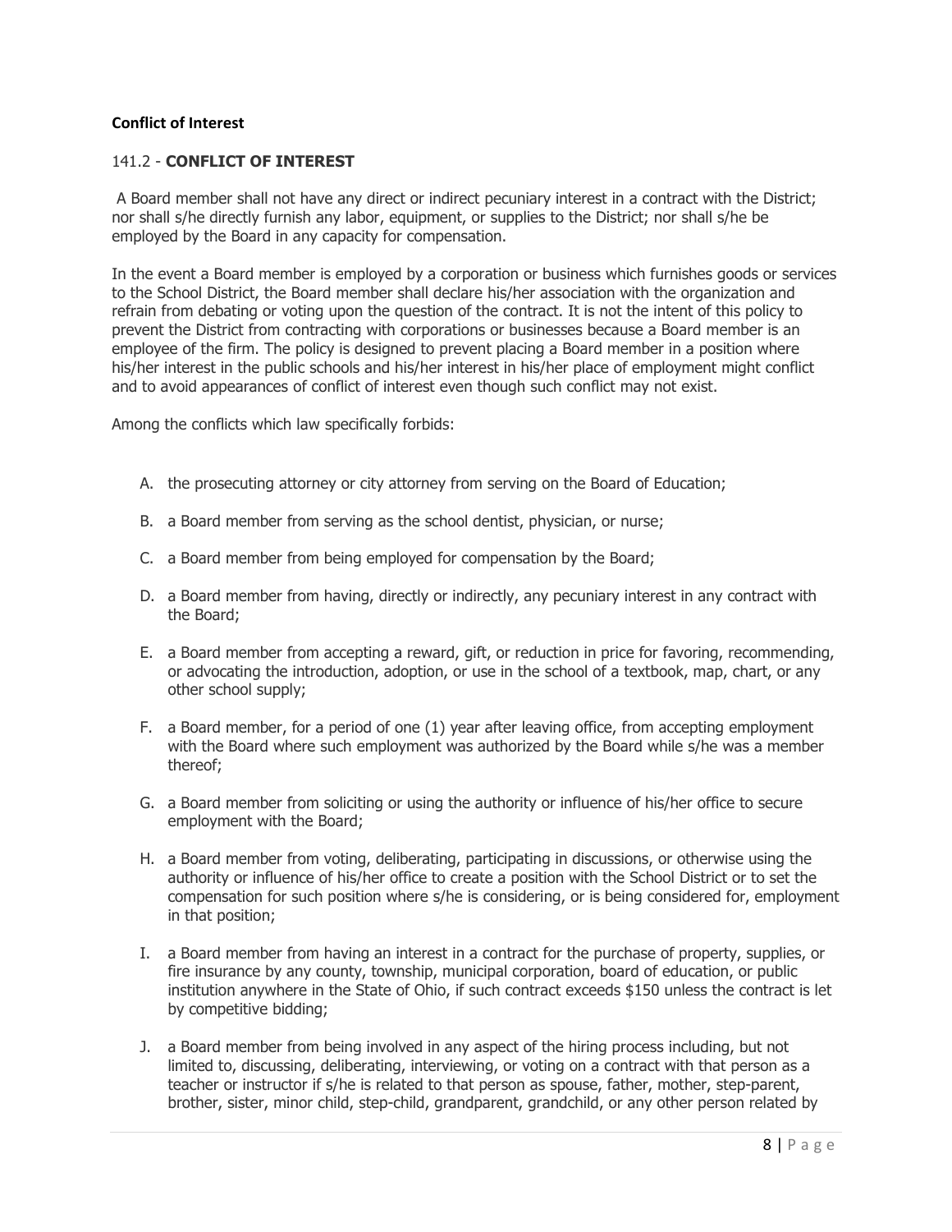**Conflict of Interest**

141.2 - **CONFLICT OF INTEREST**

A Board member shall not have any direct or indirect pecuniary interest in a contract with the District; nor shall s/he directly furnish any labor, equipment, or supplies to the District; nor shall s/he be employed by the Board in any capacity for compensation.

In the event a Board member is employed by a corporation or business which furnishes goods or services to the School District, the Board member shall declare his/her association with the organization and refrain from debating or voting upon the question of the contract. It is not the intent of this policy to prevent the District from contracting with corporations or businesses because a Board member is an employee of the firm. The policy is designed to prevent placing a Board member in a position where his/her interest in the public schools and his/her interest in his/her place of employment might conflict and to avoid appearances of conflict of interest even though such conflict may not exist.

Among the conflicts which law specifically forbids:

A. the prosecuting attorney or city attorney from serving on the Board of Education;

B. a Board member from serving as the school dentist, physician, or nurse;

C. a Board member from being employed for compensation by the Board;

D. a Board member from having, directly or indirectly, any pecuniary interest in any contract with the Board;

E. a Board member from accepting a reward, gift, or reduction in price for favoring, recommending, or advocating the introduction, adoption, or use in the school of a textbook, map, chart, or any other school supply;

F. a Board member, for a period of one (1) year after leaving office, from accepting employment with the Board where such employment was authorized by the Board while s/he was a member thereof;

G. a Board member from soliciting or using the authority or influence of his/her office to secure employment with the Board;

H. a Board member from voting, deliberating, participating in discussions, or otherwise using the authority or influence of his/her office to create a position with the School District or to set the compensation for such position where s/he is considering, or is being considered for, employment in that position;

I. a Board member from having an interest in a contract for the purchase of property, supplies, or fire insurance by any county, township, municipal corporation, board of education, or public institution anywhere in the State of Ohio, if such contract exceeds $150 unless the contract is let by competitive bidding;

J. a Board member from being involved in any aspect of the hiring process including, but not limited to, discussing, deliberating, interviewing, or voting on a contract with that person as a teacher or instructor if s/he is related to that person as spouse, father, mother, step-parent, brother, sister, minor child, step-child, grandparent, grandchild, or any other person related by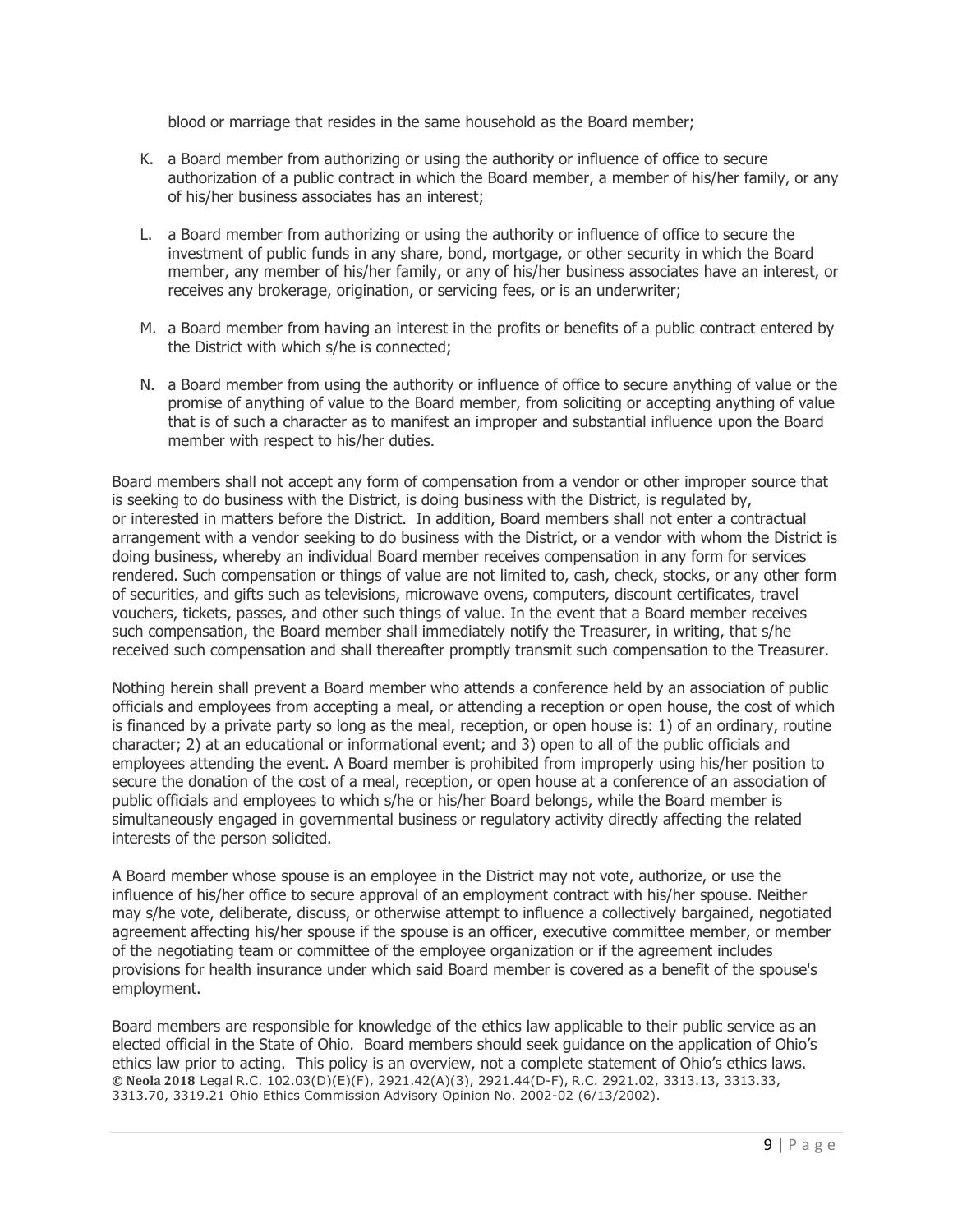blood or marriage that resides in the same household as the Board member;

K. a Board member from authorizing or using the authority or influence of office to secure authorization of a public contract in which the Board member, a member of his/her family, or any of his/her business associates has an interest;

L. a Board member from authorizing or using the authority or influence of office to secure the investment of public funds in any share, bond, mortgage, or other security in which the Board member, any member of his/her family, or any of his/her business associates have an interest, or receives any brokerage, origination, or servicing fees, or is an underwriter;

M. a Board member from having an interest in the profits or benefits of a public contract entered by the District with which s/he is connected;

N. a Board member from using the authority or influence of office to secure anything of value or the promise of anything of value to the Board member, from soliciting or accepting anything of value that is of such a character as to manifest an improper and substantial influence upon the Board member with respect to his/her duties.

Board members shall not accept any form of compensation from a vendor or other improper source that is seeking to do business with the District, is doing business with the District, is regulated by, or interested in matters before the District. In addition, Board members shall not enter a contractual arrangement with a vendor seeking to do business with the District, or a vendor with whom the District is doing business, whereby an individual Board member receives compensation in any form for services rendered. Such compensation or things of value are not limited to, cash, check, stocks, or any other form of securities, and gifts such as televisions, microwave ovens, computers, discount certificates, travel vouchers, tickets, passes, and other such things of value. In the event that a Board member receives such compensation, the Board member shall immediately notify the Treasurer, in writing, that s/he received such compensation and shall thereafter promptly transmit such compensation to the Treasurer.

Nothing herein shall prevent a Board member who attends a conference held by an association of public officials and employees from accepting a meal, or attending a reception or open house, the cost of which is financed by a private party so long as the meal, reception, or open house is: 1) of an ordinary, routine character; 2) at an educational or informational event; and 3) open to all of the public officials and employees attending the event. A Board member is prohibited from improperly using his/her position to secure the donation of the cost of a meal, reception, or open house at a conference of an association of public officials and employees to which s/he or his/her Board belongs, while the Board member is simultaneously engaged in governmental business or regulatory activity directly affecting the related interests of the person solicited.

A Board member whose spouse is an employee in the District may not vote, authorize, or use the influence of his/her office to secure approval of an employment contract with his/her spouse. Neither may s/he vote, deliberate, discuss, or otherwise attempt to influence a collectively bargained, negotiated agreement affecting his/her spouse if the spouse is an officer, executive committee member, or member of the negotiating team or committee of the employee organization or if the agreement includes provisions for health insurance under which said Board member is covered as a benefit of the spouse's employment.

Board members are responsible for knowledge of the ethics law applicable to their public service as an elected official in the State of Ohio. Board members should seek guidance on the application of Ohio's ethics law prior to acting. This policy is an overview, not a complete statement of Ohio's ethics laws.

**© Neola 2018** Legal R.C. 102.03(D)(E)(F), 2921.42(A)(3), 2921.44(D-F), R.C. 2921.02, 3313.13, 3313.33, 3313.70, 3319.21 Ohio Ethics Commission Advisory Opinion No. 2002-02 (6/13/2002).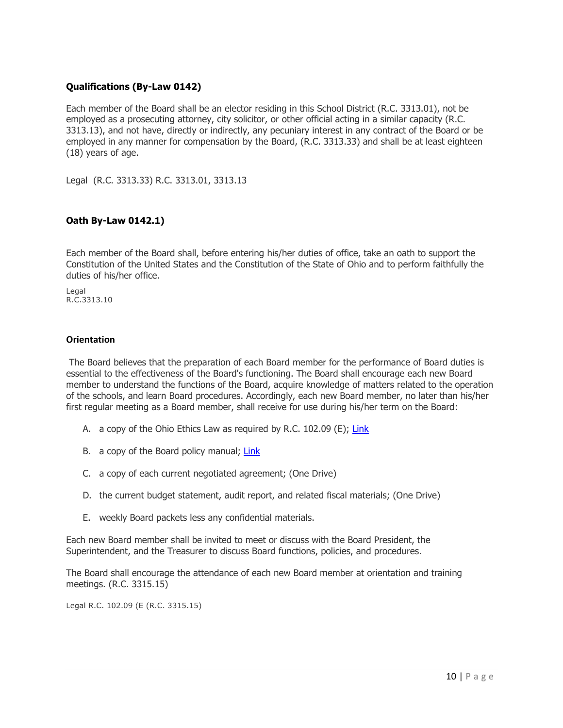### **Qualifications (By-Law 0142)**

Each member of the Board shall be an elector residing in this School District (R.C. 3313.01), not be employed as a prosecuting attorney, city solicitor, or other official acting in a similar capacity (R.C. 3313.13), and not have, directly or indirectly, any pecuniary interest in any contract of the Board or be employed in any manner for compensation by the Board, (R.C. 3313.33) and shall be at least eighteen (18) years of age.

Legal (R.C. 3313.33) R.C. 3313.01, 3313.13

### **Oath By-Law 0142.1)**

Each member of the Board shall, before entering his/her duties of office, take an oath to support the Constitution of the United States and the Constitution of the State of Ohio and to perform faithfully the duties of his/her office.

Legal
R.C.3313.10

### **Orientation**

The Board believes that the preparation of each Board member for the performance of Board duties is essential to the effectiveness of the Board's functioning. The Board shall encourage each new Board member to understand the functions of the Board, acquire knowledge of matters related to the operation of the schools, and learn Board procedures. Accordingly, each new Board member, no later than his/her first regular meeting as a Board member, shall receive for use during his/her term on the Board:

A. a copy of the Ohio Ethics Law as required by R.C. 102.09 (E); Link

B. a copy of the Board policy manual; Link

C. a copy of each current negotiated agreement; (One Drive)

D. the current budget statement, audit report, and related fiscal materials; (One Drive)

E. weekly Board packets less any confidential materials.

Each new Board member shall be invited to meet or discuss with the Board President, the Superintendent, and the Treasurer to discuss Board functions, policies, and procedures.

The Board shall encourage the attendance of each new Board member at orientation and training meetings. (R.C. 3315.15)

Legal R.C. 102.09 (E (R.C. 3315.15)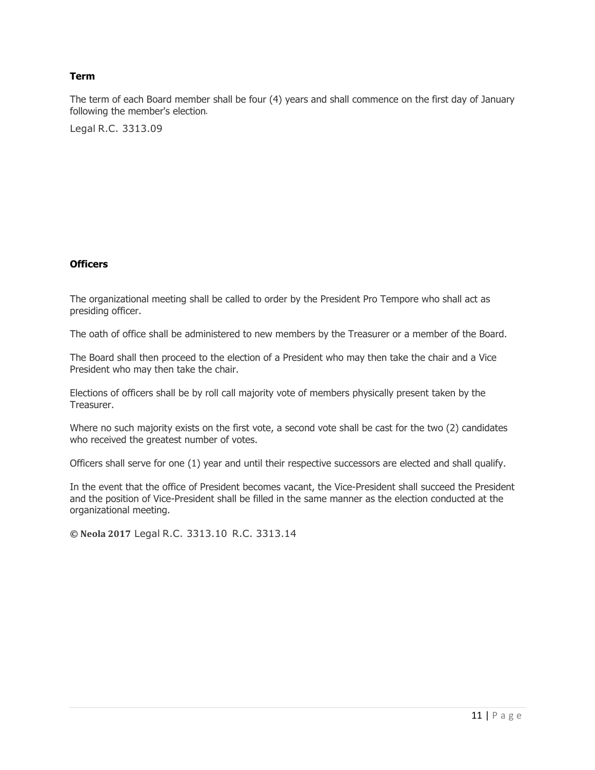**Term**

The term of each Board member shall be four (4) years and shall commence on the first day of January following the member's election.

Legal R.C. 3313.09

**Officers**

The organizational meeting shall be called to order by the President Pro Tempore who shall act as presiding officer.

The oath of office shall be administered to new members by the Treasurer or a member of the Board.

The Board shall then proceed to the election of a President who may then take the chair and a Vice President who may then take the chair.

Elections of officers shall be by roll call majority vote of members physically present taken by the Treasurer.

Where no such majority exists on the first vote, a second vote shall be cast for the two (2) candidates who received the greatest number of votes.

Officers shall serve for one (1) year and until their respective successors are elected and shall qualify.

In the event that the office of President becomes vacant, the Vice-President shall succeed the President and the position of Vice-President shall be filled in the same manner as the election conducted at the organizational meeting.

**© Neola 2017** Legal R.C. 3313.10 R.C. 3313.14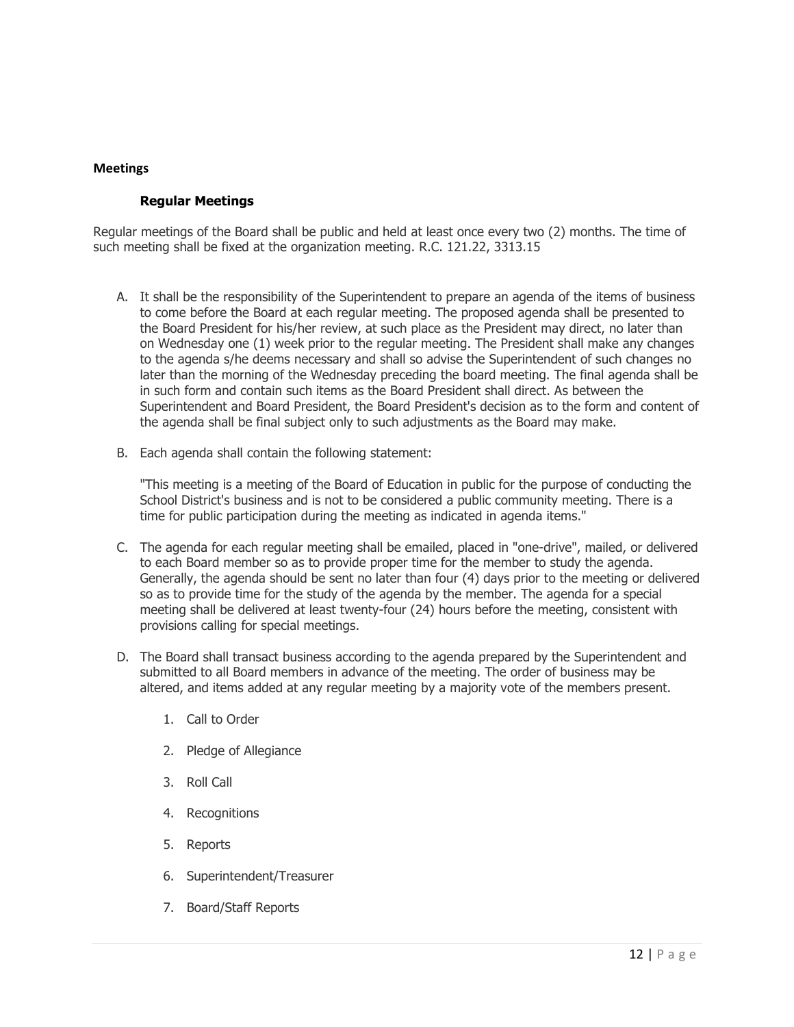## Meetings

### Regular Meetings

Regular meetings of the Board shall be public and held at least once every two (2) months. The time of such meeting shall be fixed at the organization meeting. R.C. 121.22, 3313.15

A. It shall be the responsibility of the Superintendent to prepare an agenda of the items of business to come before the Board at each regular meeting. The proposed agenda shall be presented to the Board President for his/her review, at such place as the President may direct, no later than on Wednesday one (1) week prior to the regular meeting. The President shall make any changes to the agenda s/he deems necessary and shall so advise the Superintendent of such changes no later than the morning of the Wednesday preceding the board meeting. The final agenda shall be in such form and contain such items as the Board President shall direct. As between the Superintendent and Board President, the Board President's decision as to the form and content of the agenda shall be final subject only to such adjustments as the Board may make.

B. Each agenda shall contain the following statement:

   "This meeting is a meeting of the Board of Education in public for the purpose of conducting the School District's business and is not to be considered a public community meeting. There is a time for public participation during the meeting as indicated in agenda items."

C. The agenda for each regular meeting shall be emailed, placed in "one-drive", mailed, or delivered to each Board member so as to provide proper time for the member to study the agenda. Generally, the agenda should be sent no later than four (4) days prior to the meeting or delivered so as to provide time for the study of the agenda by the member. The agenda for a special meeting shall be delivered at least twenty-four (24) hours before the meeting, consistent with provisions calling for special meetings.

D. The Board shall transact business according to the agenda prepared by the Superintendent and submitted to all Board members in advance of the meeting. The order of business may be altered, and items added at any regular meeting by a majority vote of the members present.

   1. Call to Order
   2. Pledge of Allegiance
   3. Roll Call
   4. Recognitions
   5. Reports
   6. Superintendent/Treasurer
   7. Board/Staff Reports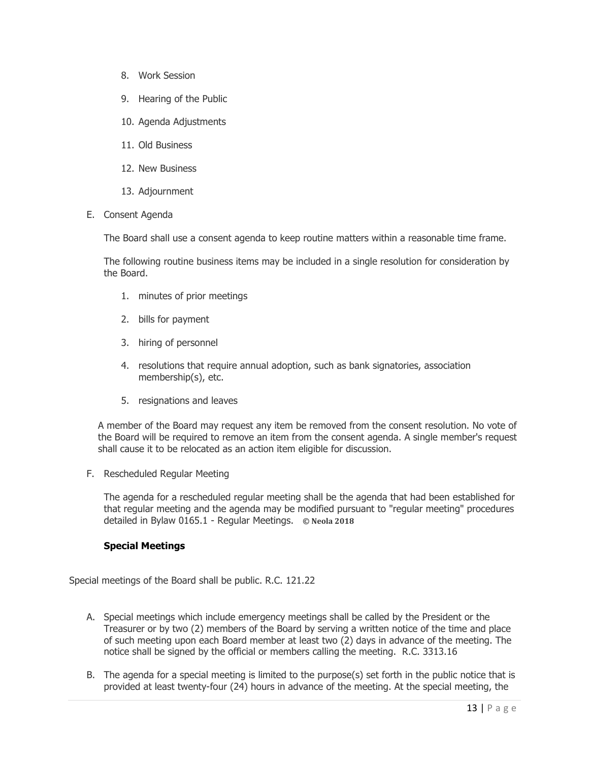8. Work Session
9. Hearing of the Public
10. Agenda Adjustments
11. Old Business
12. New Business
13. Adjournment

E. Consent Agenda

The Board shall use a consent agenda to keep routine matters within a reasonable time frame.

The following routine business items may be included in a single resolution for consideration by the Board.

1. minutes of prior meetings
2. bills for payment
3. hiring of personnel
4. resolutions that require annual adoption, such as bank signatories, association membership(s), etc.
5. resignations and leaves

A member of the Board may request any item be removed from the consent resolution. No vote of the Board will be required to remove an item from the consent agenda. A single member's request shall cause it to be relocated as an action item eligible for discussion.

F. Rescheduled Regular Meeting

The agenda for a rescheduled regular meeting shall be the agenda that had been established for that regular meeting and the agenda may be modified pursuant to "regular meeting" procedures detailed in Bylaw 0165.1 - Regular Meetings. **© Neola 2018**

### Special Meetings

Special meetings of the Board shall be public. R.C. 121.22

A. Special meetings which include emergency meetings shall be called by the President or the Treasurer or by two (2) members of the Board by serving a written notice of the time and place of such meeting upon each Board member at least two (2) days in advance of the meeting. The notice shall be signed by the official or members calling the meeting. R.C. 3313.16

B. The agenda for a special meeting is limited to the purpose(s) set forth in the public notice that is provided at least twenty-four (24) hours in advance of the meeting. At the special meeting, the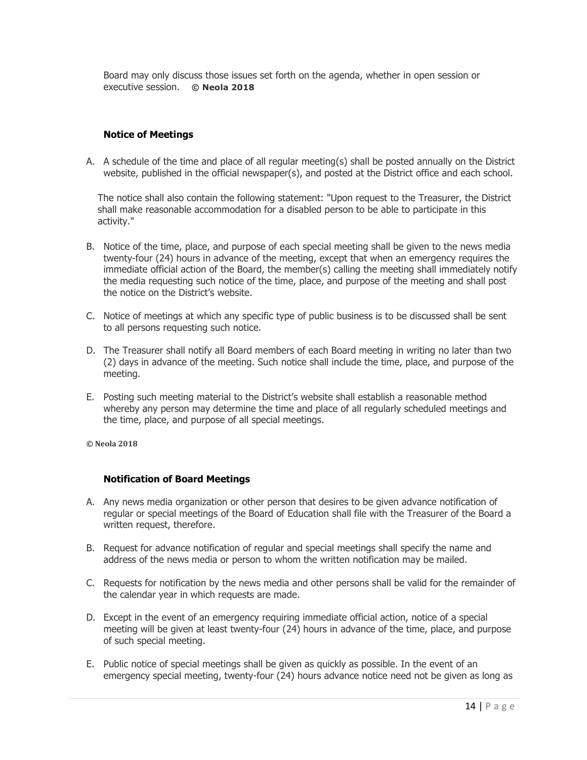Board may only discuss those issues set forth on the agenda, whether in open session or executive session. **© Neola 2018**

### Notice of Meetings

A. A schedule of the time and place of all regular meeting(s) shall be posted annually on the District website, published in the official newspaper(s), and posted at the District office and each school.

   The notice shall also contain the following statement: "Upon request to the Treasurer, the District shall make reasonable accommodation for a disabled person to be able to participate in this activity."

B. Notice of the time, place, and purpose of each special meeting shall be given to the news media twenty-four (24) hours in advance of the meeting, except that when an emergency requires the immediate official action of the Board, the member(s) calling the meeting shall immediately notify the media requesting such notice of the time, place, and purpose of the meeting and shall post the notice on the District's website.

C. Notice of meetings at which any specific type of public business is to be discussed shall be sent to all persons requesting such notice.

D. The Treasurer shall notify all Board members of each Board meeting in writing no later than two (2) days in advance of the meeting. Such notice shall include the time, place, and purpose of the meeting.

E. Posting such meeting material to the District's website shall establish a reasonable method whereby any person may determine the time and place of all regularly scheduled meetings and the time, place, and purpose of all special meetings.

**© Neola 2018**

### Notification of Board Meetings

A. Any news media organization or other person that desires to be given advance notification of regular or special meetings of the Board of Education shall file with the Treasurer of the Board a written request, therefore.

B. Request for advance notification of regular and special meetings shall specify the name and address of the news media or person to whom the written notification may be mailed.

C. Requests for notification by the news media and other persons shall be valid for the remainder of the calendar year in which requests are made.

D. Except in the event of an emergency requiring immediate official action, notice of a special meeting will be given at least twenty-four (24) hours in advance of the time, place, and purpose of such special meeting.

E. Public notice of special meetings shall be given as quickly as possible. In the event of an emergency special meeting, twenty-four (24) hours advance notice need not be given as long as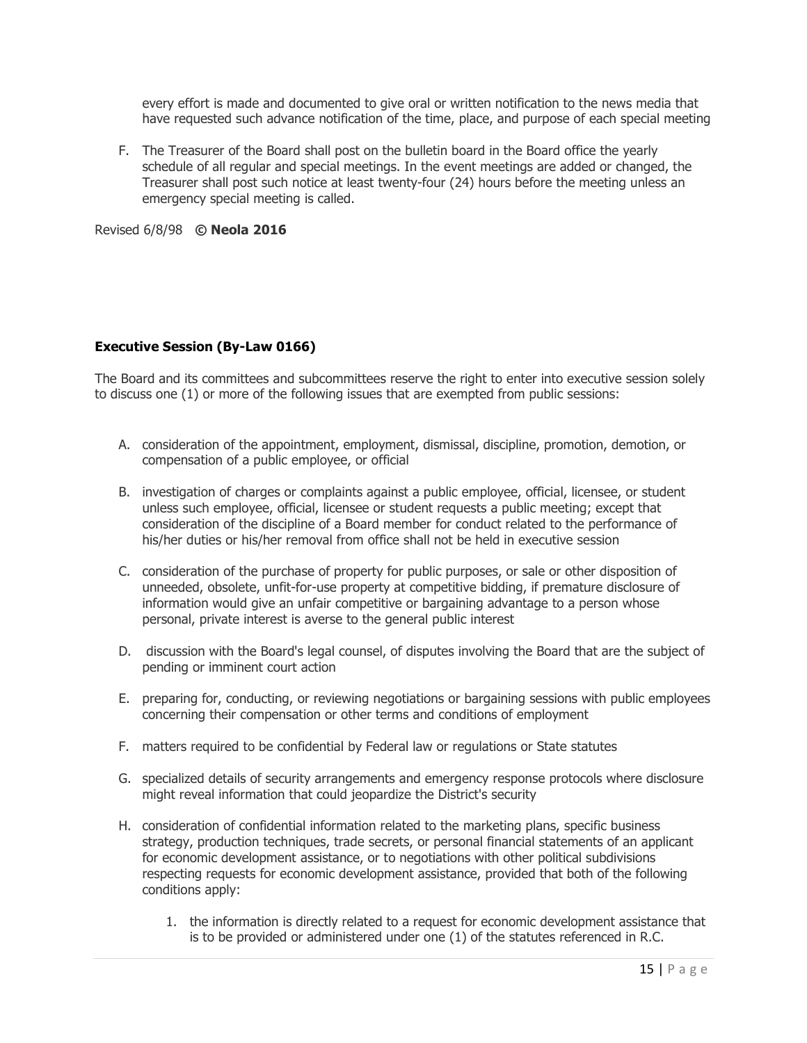every effort is made and documented to give oral or written notification to the news media that have requested such advance notification of the time, place, and purpose of each special meeting

F. The Treasurer of the Board shall post on the bulletin board in the Board office the yearly schedule of all regular and special meetings. In the event meetings are added or changed, the Treasurer shall post such notice at least twenty-four (24) hours before the meeting unless an emergency special meeting is called.

Revised 6/8/98 **© Neola 2016**

### Executive Session (By-Law 0166)

The Board and its committees and subcommittees reserve the right to enter into executive session solely to discuss one (1) or more of the following issues that are exempted from public sessions:

A. consideration of the appointment, employment, dismissal, discipline, promotion, demotion, or compensation of a public employee, or official

B. investigation of charges or complaints against a public employee, official, licensee, or student unless such employee, official, licensee or student requests a public meeting; except that consideration of the discipline of a Board member for conduct related to the performance of his/her duties or his/her removal from office shall not be held in executive session

C. consideration of the purchase of property for public purposes, or sale or other disposition of unneeded, obsolete, unfit-for-use property at competitive bidding, if premature disclosure of information would give an unfair competitive or bargaining advantage to a person whose personal, private interest is averse to the general public interest

D. discussion with the Board's legal counsel, of disputes involving the Board that are the subject of pending or imminent court action

E. preparing for, conducting, or reviewing negotiations or bargaining sessions with public employees concerning their compensation or other terms and conditions of employment

F. matters required to be confidential by Federal law or regulations or State statutes

G. specialized details of security arrangements and emergency response protocols where disclosure might reveal information that could jeopardize the District's security

H. consideration of confidential information related to the marketing plans, specific business strategy, production techniques, trade secrets, or personal financial statements of an applicant for economic development assistance, or to negotiations with other political subdivisions respecting requests for economic development assistance, provided that both of the following conditions apply:

   1. the information is directly related to a request for economic development assistance that is to be provided or administered under one (1) of the statutes referenced in R.C.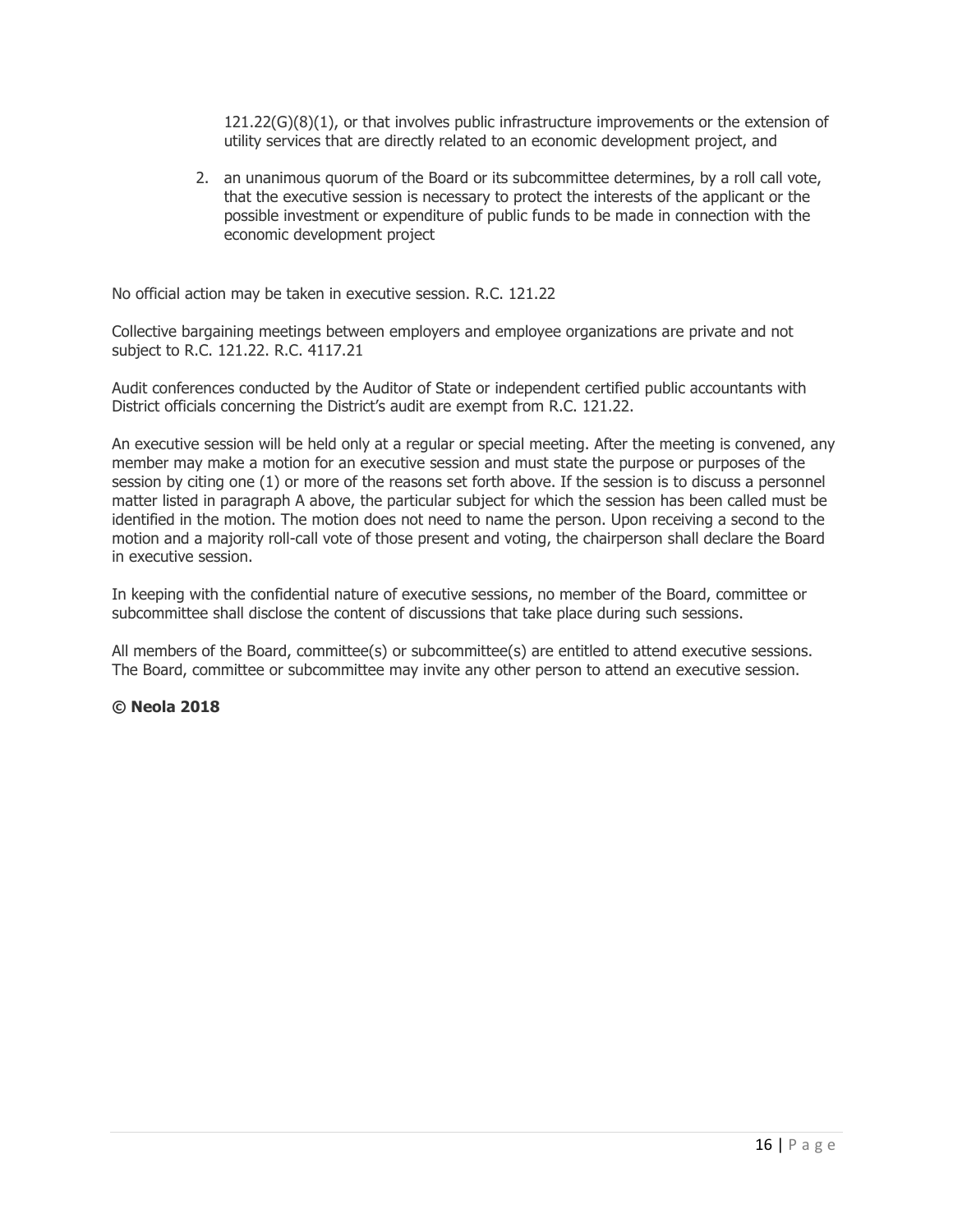121.22(G)(8)(1), or that involves public infrastructure improvements or the extension of utility services that are directly related to an economic development project, and

2. an unanimous quorum of the Board or its subcommittee determines, by a roll call vote, that the executive session is necessary to protect the interests of the applicant or the possible investment or expenditure of public funds to be made in connection with the economic development project

No official action may be taken in executive session. R.C. 121.22

Collective bargaining meetings between employers and employee organizations are private and not subject to R.C. 121.22. R.C. 4117.21

Audit conferences conducted by the Auditor of State or independent certified public accountants with District officials concerning the District's audit are exempt from R.C. 121.22.

An executive session will be held only at a regular or special meeting. After the meeting is convened, any member may make a motion for an executive session and must state the purpose or purposes of the session by citing one (1) or more of the reasons set forth above. If the session is to discuss a personnel matter listed in paragraph A above, the particular subject for which the session has been called must be identified in the motion. The motion does not need to name the person. Upon receiving a second to the motion and a majority roll-call vote of those present and voting, the chairperson shall declare the Board in executive session.

In keeping with the confidential nature of executive sessions, no member of the Board, committee or subcommittee shall disclose the content of discussions that take place during such sessions.

All members of the Board, committee(s) or subcommittee(s) are entitled to attend executive sessions. The Board, committee or subcommittee may invite any other person to attend an executive session.

**© Neola 2018**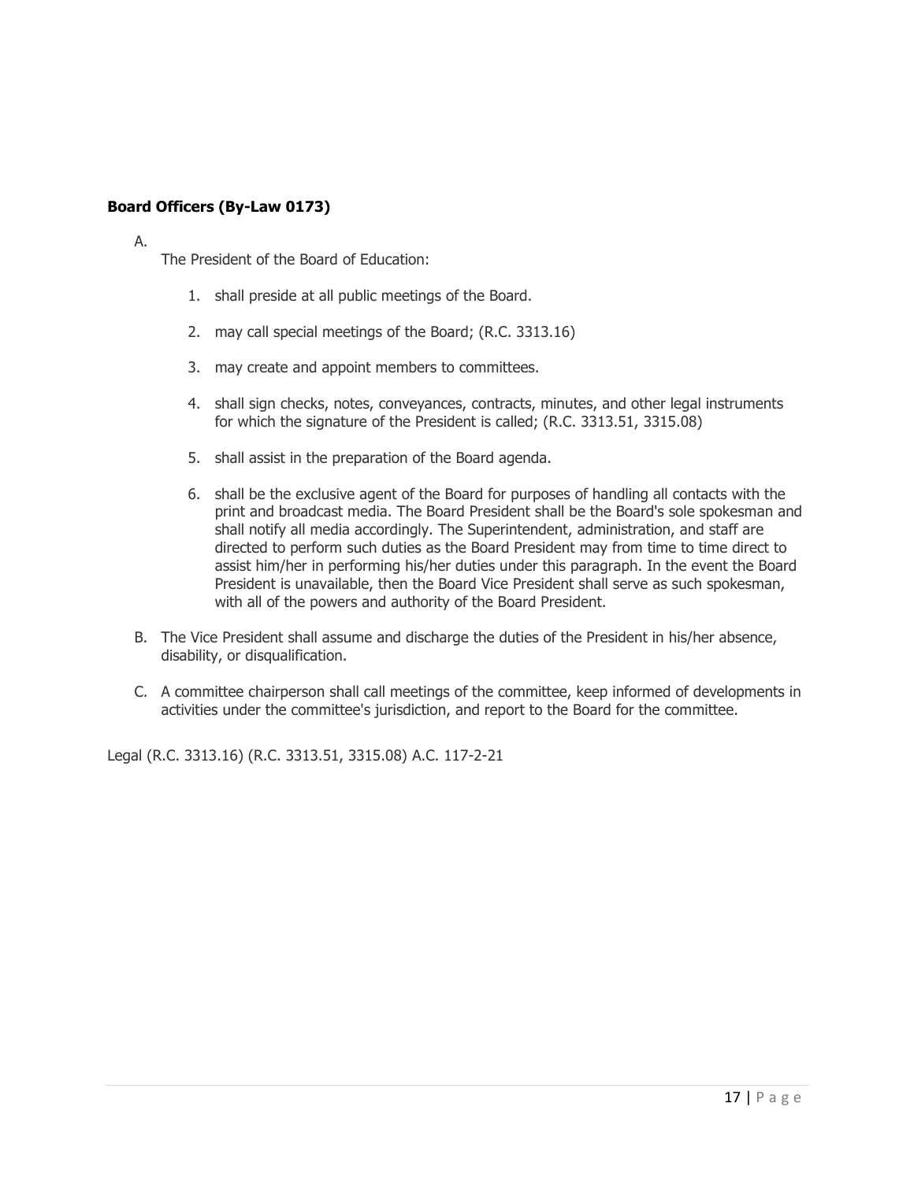**Board Officers (By-Law 0173)**

A. The President of the Board of Education:

   1. shall preside at all public meetings of the Board.
   2. may call special meetings of the Board; (R.C. 3313.16)
   3. may create and appoint members to committees.
   4. shall sign checks, notes, conveyances, contracts, minutes, and other legal instruments for which the signature of the President is called; (R.C. 3313.51, 3315.08)
   5. shall assist in the preparation of the Board agenda.
   6. shall be the exclusive agent of the Board for purposes of handling all contacts with the print and broadcast media. The Board President shall be the Board's sole spokesman and shall notify all media accordingly. The Superintendent, administration, and staff are directed to perform such duties as the Board President may from time to time direct to assist him/her in performing his/her duties under this paragraph. In the event the Board President is unavailable, then the Board Vice President shall serve as such spokesman, with all of the powers and authority of the Board President.

B. The Vice President shall assume and discharge the duties of the President in his/her absence, disability, or disqualification.

C. A committee chairperson shall call meetings of the committee, keep informed of developments in activities under the committee's jurisdiction, and report to the Board for the committee.

Legal (R.C. 3313.16) (R.C. 3313.51, 3315.08) A.C. 117-2-21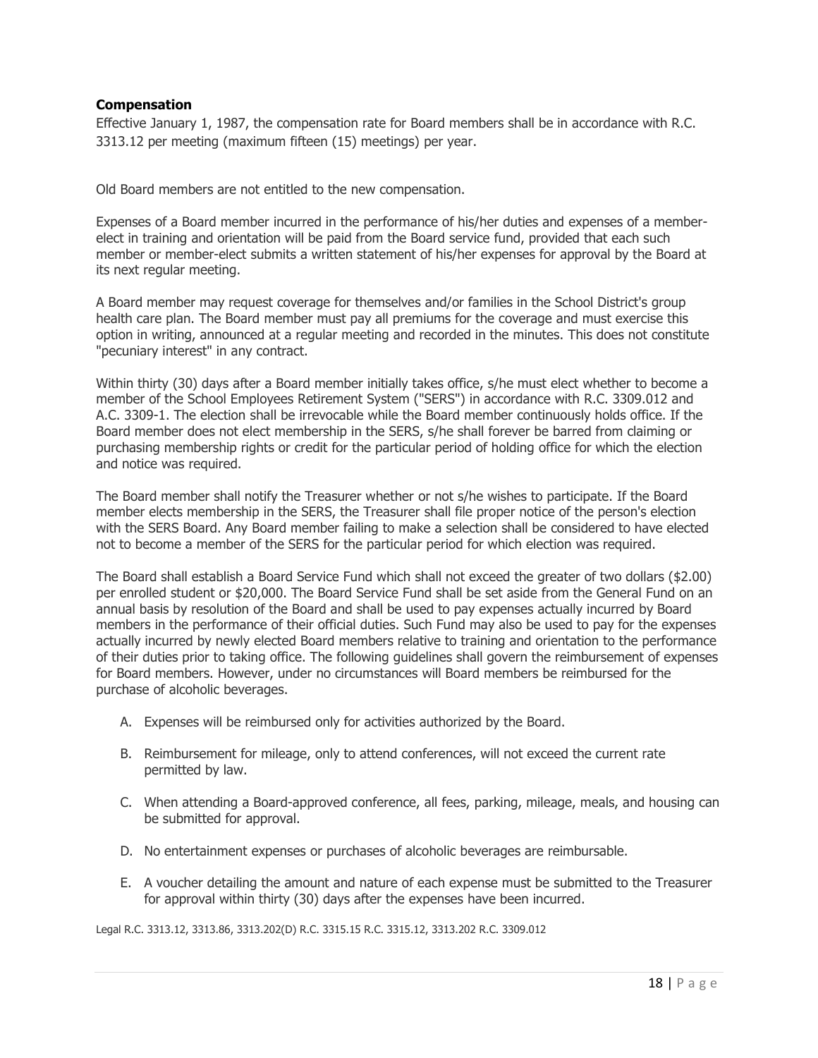### Compensation

Effective January 1, 1987, the compensation rate for Board members shall be in accordance with R.C. 3313.12 per meeting (maximum fifteen (15) meetings) per year.

Old Board members are not entitled to the new compensation.

Expenses of a Board member incurred in the performance of his/her duties and expenses of a member-elect in training and orientation will be paid from the Board service fund, provided that each such member or member-elect submits a written statement of his/her expenses for approval by the Board at its next regular meeting.

A Board member may request coverage for themselves and/or families in the School District's group health care plan. The Board member must pay all premiums for the coverage and must exercise this option in writing, announced at a regular meeting and recorded in the minutes. This does not constitute "pecuniary interest" in any contract.

Within thirty (30) days after a Board member initially takes office, s/he must elect whether to become a member of the School Employees Retirement System ("SERS") in accordance with R.C. 3309.012 and A.C. 3309-1. The election shall be irrevocable while the Board member continuously holds office. If the Board member does not elect membership in the SERS, s/he shall forever be barred from claiming or purchasing membership rights or credit for the particular period of holding office for which the election and notice was required.

The Board member shall notify the Treasurer whether or not s/he wishes to participate. If the Board member elects membership in the SERS, the Treasurer shall file proper notice of the person's election with the SERS Board. Any Board member failing to make a selection shall be considered to have elected not to become a member of the SERS for the particular period for which election was required.

The Board shall establish a Board Service Fund which shall not exceed the greater of two dollars ($2.00) per enrolled student or $20,000. The Board Service Fund shall be set aside from the General Fund on an annual basis by resolution of the Board and shall be used to pay expenses actually incurred by Board members in the performance of their official duties. Such Fund may also be used to pay for the expenses actually incurred by newly elected Board members relative to training and orientation to the performance of their duties prior to taking office. The following guidelines shall govern the reimbursement of expenses for Board members. However, under no circumstances will Board members be reimbursed for the purchase of alcoholic beverages.

A. Expenses will be reimbursed only for activities authorized by the Board.

B. Reimbursement for mileage, only to attend conferences, will not exceed the current rate permitted by law.

C. When attending a Board-approved conference, all fees, parking, mileage, meals, and housing can be submitted for approval.

D. No entertainment expenses or purchases of alcoholic beverages are reimbursable.

E. A voucher detailing the amount and nature of each expense must be submitted to the Treasurer for approval within thirty (30) days after the expenses have been incurred.

Legal R.C. 3313.12, 3313.86, 3313.202(D) R.C. 3315.15 R.C. 3315.12, 3313.202 R.C. 3309.012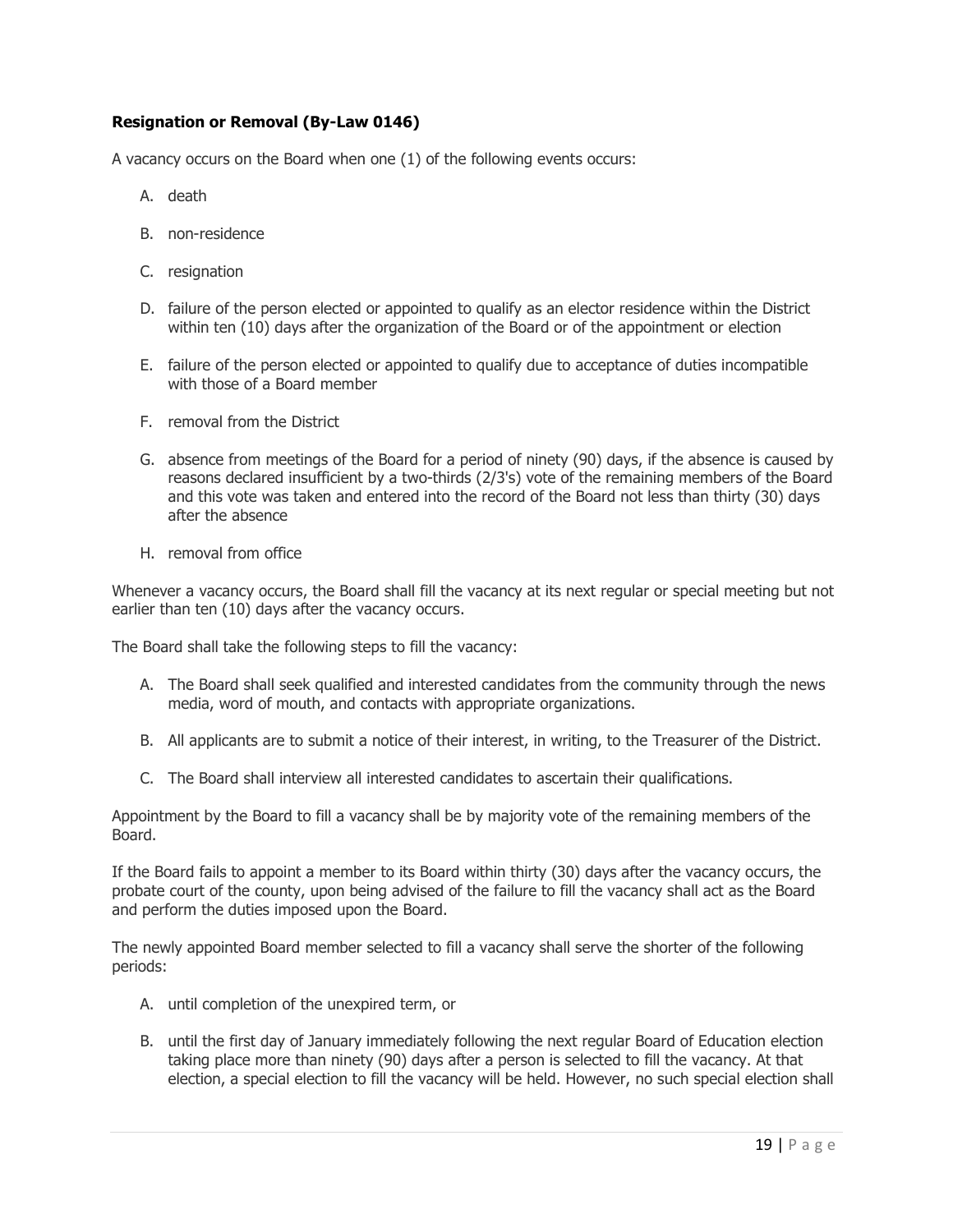**Resignation or Removal (By-Law 0146)**

A vacancy occurs on the Board when one (1) of the following events occurs:

A. death

B. non-residence

C. resignation

D. failure of the person elected or appointed to qualify as an elector residence within the District within ten (10) days after the organization of the Board or of the appointment or election

E. failure of the person elected or appointed to qualify due to acceptance of duties incompatible with those of a Board member

F. removal from the District

G. absence from meetings of the Board for a period of ninety (90) days, if the absence is caused by reasons declared insufficient by a two-thirds (2/3's) vote of the remaining members of the Board and this vote was taken and entered into the record of the Board not less than thirty (30) days after the absence

H. removal from office

Whenever a vacancy occurs, the Board shall fill the vacancy at its next regular or special meeting but not earlier than ten (10) days after the vacancy occurs.

The Board shall take the following steps to fill the vacancy:

A. The Board shall seek qualified and interested candidates from the community through the news media, word of mouth, and contacts with appropriate organizations.

B. All applicants are to submit a notice of their interest, in writing, to the Treasurer of the District.

C. The Board shall interview all interested candidates to ascertain their qualifications.

Appointment by the Board to fill a vacancy shall be by majority vote of the remaining members of the Board.

If the Board fails to appoint a member to its Board within thirty (30) days after the vacancy occurs, the probate court of the county, upon being advised of the failure to fill the vacancy shall act as the Board and perform the duties imposed upon the Board.

The newly appointed Board member selected to fill a vacancy shall serve the shorter of the following periods:

A. until completion of the unexpired term, or

B. until the first day of January immediately following the next regular Board of Education election taking place more than ninety (90) days after a person is selected to fill the vacancy. At that election, a special election to fill the vacancy will be held. However, no such special election shall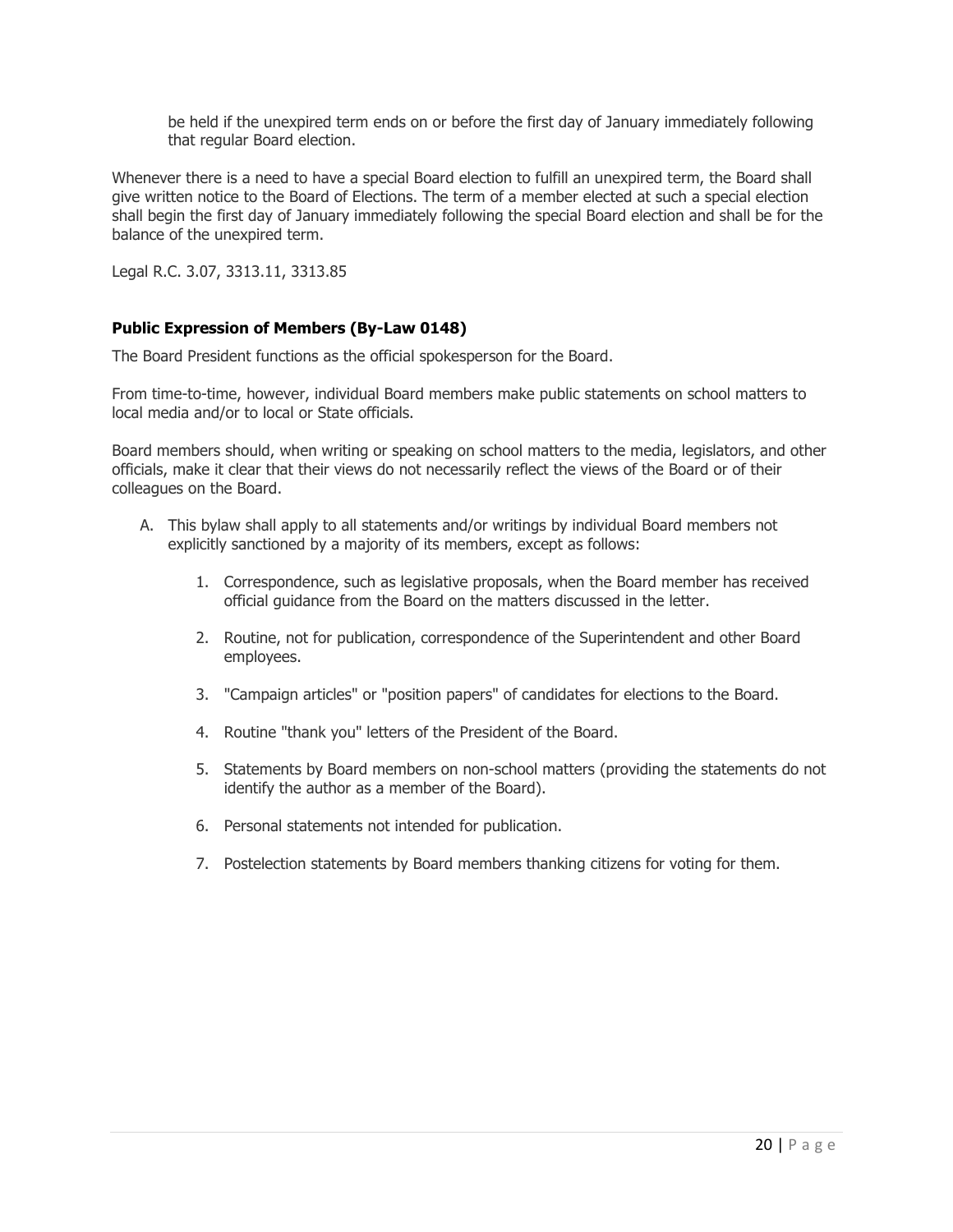be held if the unexpired term ends on or before the first day of January immediately following that regular Board election.

Whenever there is a need to have a special Board election to fulfill an unexpired term, the Board shall give written notice to the Board of Elections. The term of a member elected at such a special election shall begin the first day of January immediately following the special Board election and shall be for the balance of the unexpired term.

Legal R.C. 3.07, 3313.11, 3313.85

### **Public Expression of Members (By-Law 0148)**

The Board President functions as the official spokesperson for the Board.

From time-to-time, however, individual Board members make public statements on school matters to local media and/or to local or State officials.

Board members should, when writing or speaking on school matters to the media, legislators, and other officials, make it clear that their views do not necessarily reflect the views of the Board or of their colleagues on the Board.

A. This bylaw shall apply to all statements and/or writings by individual Board members not explicitly sanctioned by a majority of its members, except as follows:

    1. Correspondence, such as legislative proposals, when the Board member has received official guidance from the Board on the matters discussed in the letter.

    2. Routine, not for publication, correspondence of the Superintendent and other Board employees.

    3. "Campaign articles" or "position papers" of candidates for elections to the Board.

    4. Routine "thank you" letters of the President of the Board.

    5. Statements by Board members on non-school matters (providing the statements do not identify the author as a member of the Board).

    6. Personal statements not intended for publication.

    7. Postelection statements by Board members thanking citizens for voting for them.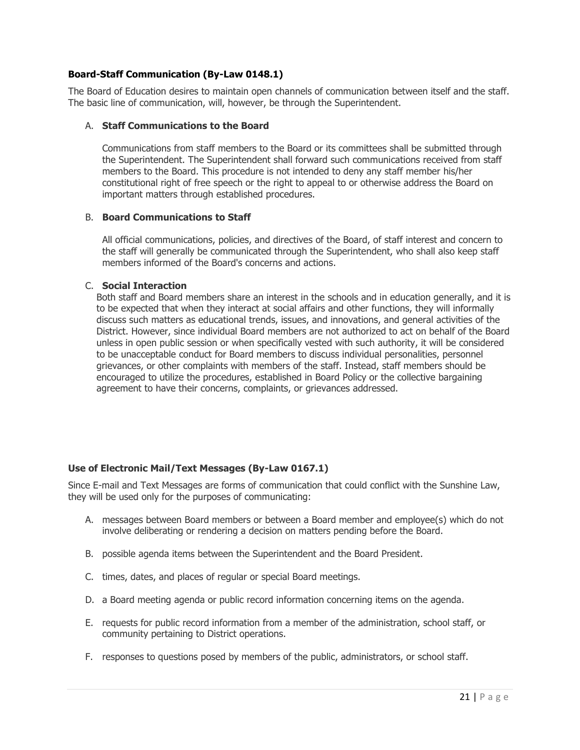### Board-Staff Communication (By-Law 0148.1)

The Board of Education desires to maintain open channels of communication between itself and the staff. The basic line of communication, will, however, be through the Superintendent.

A. **Staff Communications to the Board**

   Communications from staff members to the Board or its committees shall be submitted through the Superintendent. The Superintendent shall forward such communications received from staff members to the Board. This procedure is not intended to deny any staff member his/her constitutional right of free speech or the right to appeal to or otherwise address the Board on important matters through established procedures.

B. **Board Communications to Staff**

   All official communications, policies, and directives of the Board, of staff interest and concern to the staff will generally be communicated through the Superintendent, who shall also keep staff members informed of the Board's concerns and actions.

C. **Social Interaction**

   Both staff and Board members share an interest in the schools and in education generally, and it is to be expected that when they interact at social affairs and other functions, they will informally discuss such matters as educational trends, issues, and innovations, and general activities of the District. However, since individual Board members are not authorized to act on behalf of the Board unless in open public session or when specifically vested with such authority, it will be considered to be unacceptable conduct for Board members to discuss individual personalities, personnel grievances, or other complaints with members of the staff. Instead, staff members should be encouraged to utilize the procedures, established in Board Policy or the collective bargaining agreement to have their concerns, complaints, or grievances addressed.

### Use of Electronic Mail/Text Messages (By-Law 0167.1)

Since E-mail and Text Messages are forms of communication that could conflict with the Sunshine Law, they will be used only for the purposes of communicating:

A. messages between Board members or between a Board member and employee(s) which do not involve deliberating or rendering a decision on matters pending before the Board.

B. possible agenda items between the Superintendent and the Board President.

C. times, dates, and places of regular or special Board meetings.

D. a Board meeting agenda or public record information concerning items on the agenda.

E. requests for public record information from a member of the administration, school staff, or community pertaining to District operations.

F. responses to questions posed by members of the public, administrators, or school staff.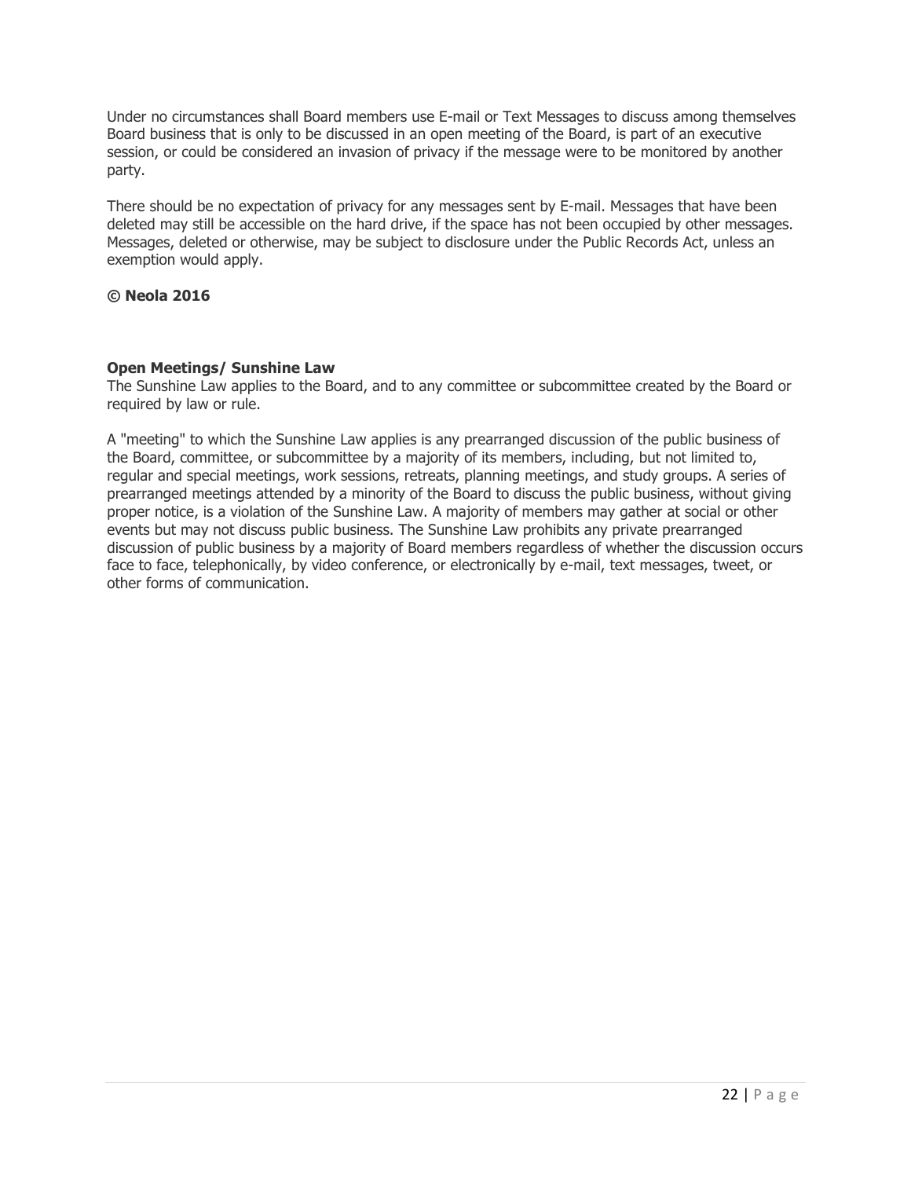Under no circumstances shall Board members use E-mail or Text Messages to discuss among themselves Board business that is only to be discussed in an open meeting of the Board, is part of an executive session, or could be considered an invasion of privacy if the message were to be monitored by another party.

There should be no expectation of privacy for any messages sent by E-mail. Messages that have been deleted may still be accessible on the hard drive, if the space has not been occupied by other messages. Messages, deleted or otherwise, may be subject to disclosure under the Public Records Act, unless an exemption would apply.

**© Neola 2016**

**Open Meetings/ Sunshine Law**

The Sunshine Law applies to the Board, and to any committee or subcommittee created by the Board or required by law or rule.

A "meeting" to which the Sunshine Law applies is any prearranged discussion of the public business of the Board, committee, or subcommittee by a majority of its members, including, but not limited to, regular and special meetings, work sessions, retreats, planning meetings, and study groups. A series of prearranged meetings attended by a minority of the Board to discuss the public business, without giving proper notice, is a violation of the Sunshine Law. A majority of members may gather at social or other events but may not discuss public business. The Sunshine Law prohibits any private prearranged discussion of public business by a majority of Board members regardless of whether the discussion occurs face to face, telephonically, by video conference, or electronically by e-mail, text messages, tweet, or other forms of communication.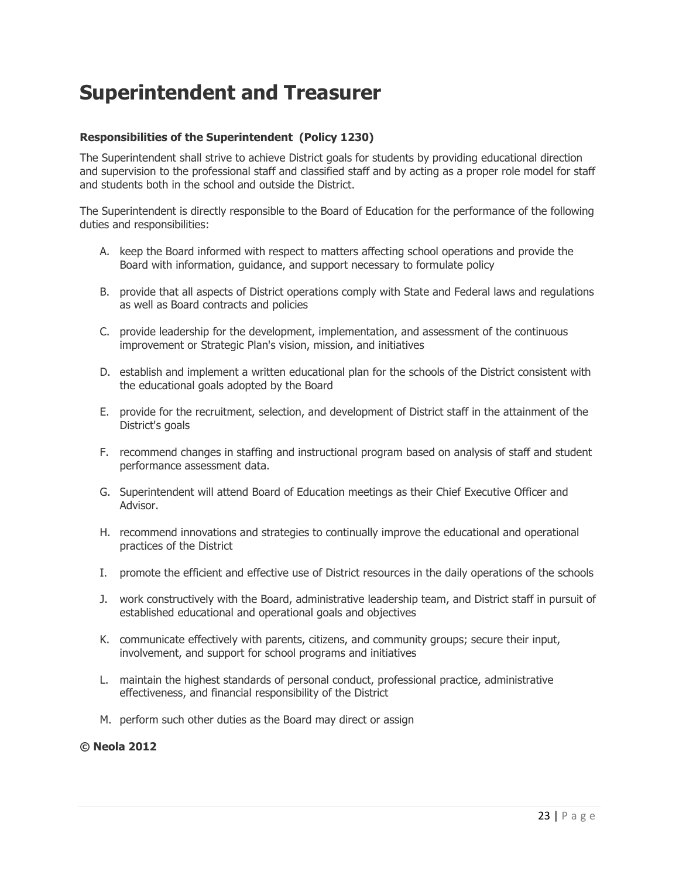# Superintendent and Treasurer

**Responsibilities of the Superintendent (Policy 1230)**

The Superintendent shall strive to achieve District goals for students by providing educational direction and supervision to the professional staff and classified staff and by acting as a proper role model for staff and students both in the school and outside the District.

The Superintendent is directly responsible to the Board of Education for the performance of the following duties and responsibilities:

A. keep the Board informed with respect to matters affecting school operations and provide the Board with information, guidance, and support necessary to formulate policy

B. provide that all aspects of District operations comply with State and Federal laws and regulations as well as Board contracts and policies

C. provide leadership for the development, implementation, and assessment of the continuous improvement or Strategic Plan's vision, mission, and initiatives

D. establish and implement a written educational plan for the schools of the District consistent with the educational goals adopted by the Board

E. provide for the recruitment, selection, and development of District staff in the attainment of the District's goals

F. recommend changes in staffing and instructional program based on analysis of staff and student performance assessment data.

G. Superintendent will attend Board of Education meetings as their Chief Executive Officer and Advisor.

H. recommend innovations and strategies to continually improve the educational and operational practices of the District

I. promote the efficient and effective use of District resources in the daily operations of the schools

J. work constructively with the Board, administrative leadership team, and District staff in pursuit of established educational and operational goals and objectives

K. communicate effectively with parents, citizens, and community groups; secure their input, involvement, and support for school programs and initiatives

L. maintain the highest standards of personal conduct, professional practice, administrative effectiveness, and financial responsibility of the District

M. perform such other duties as the Board may direct or assign

**© Neola 2012**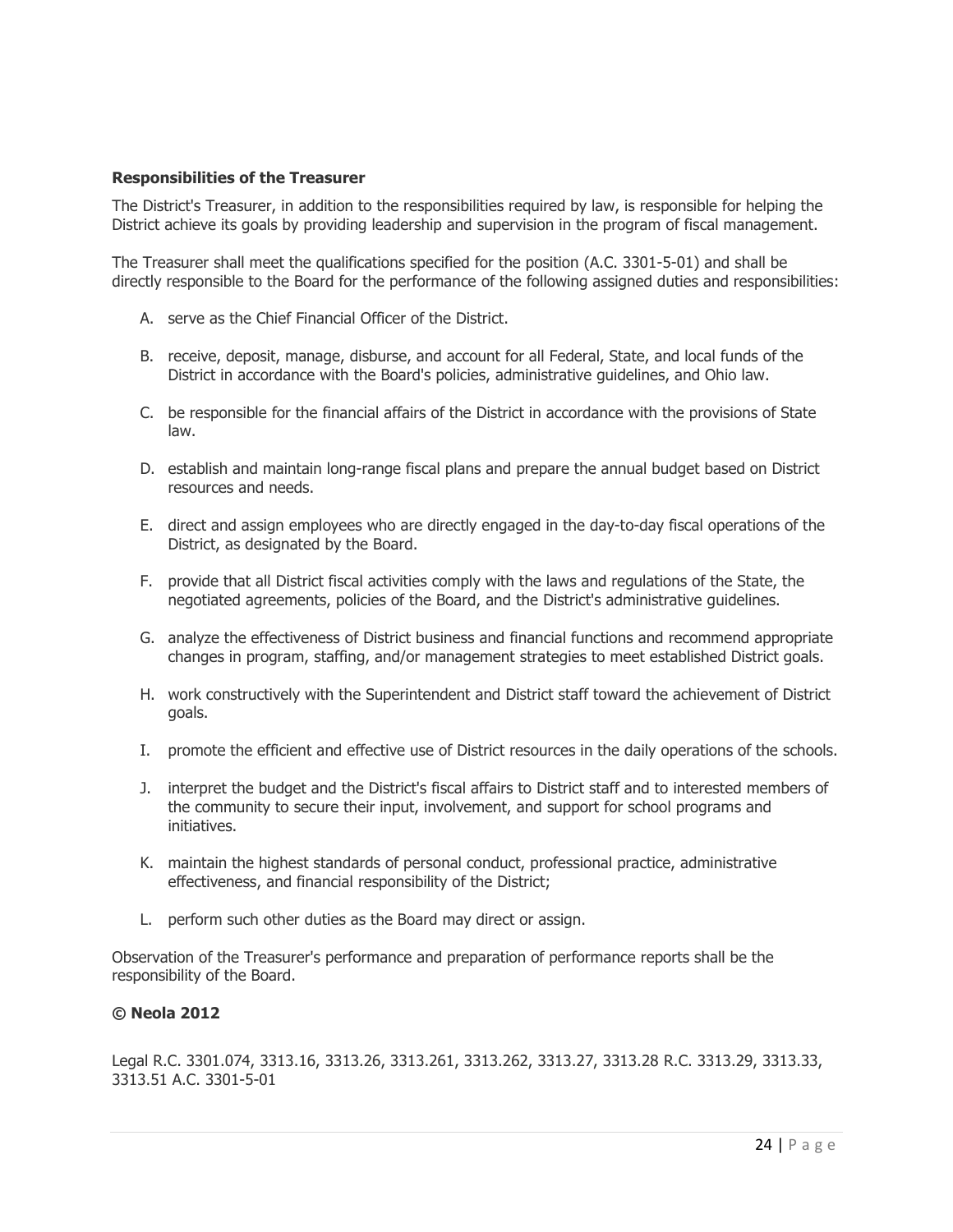**Responsibilities of the Treasurer**

The District's Treasurer, in addition to the responsibilities required by law, is responsible for helping the District achieve its goals by providing leadership and supervision in the program of fiscal management.

The Treasurer shall meet the qualifications specified for the position (A.C. 3301-5-01) and shall be directly responsible to the Board for the performance of the following assigned duties and responsibilities:

A. serve as the Chief Financial Officer of the District.

B. receive, deposit, manage, disburse, and account for all Federal, State, and local funds of the District in accordance with the Board's policies, administrative guidelines, and Ohio law.

C. be responsible for the financial affairs of the District in accordance with the provisions of State law.

D. establish and maintain long-range fiscal plans and prepare the annual budget based on District resources and needs.

E. direct and assign employees who are directly engaged in the day-to-day fiscal operations of the District, as designated by the Board.

F. provide that all District fiscal activities comply with the laws and regulations of the State, the negotiated agreements, policies of the Board, and the District's administrative guidelines.

G. analyze the effectiveness of District business and financial functions and recommend appropriate changes in program, staffing, and/or management strategies to meet established District goals.

H. work constructively with the Superintendent and District staff toward the achievement of District goals.

I. promote the efficient and effective use of District resources in the daily operations of the schools.

J. interpret the budget and the District's fiscal affairs to District staff and to interested members of the community to secure their input, involvement, and support for school programs and initiatives.

K. maintain the highest standards of personal conduct, professional practice, administrative effectiveness, and financial responsibility of the District;

L. perform such other duties as the Board may direct or assign.

Observation of the Treasurer's performance and preparation of performance reports shall be the responsibility of the Board.

**© Neola 2012**

Legal R.C. 3301.074, 3313.16, 3313.26, 3313.261, 3313.262, 3313.27, 3313.28 R.C. 3313.29, 3313.33, 3313.51 A.C. 3301-5-01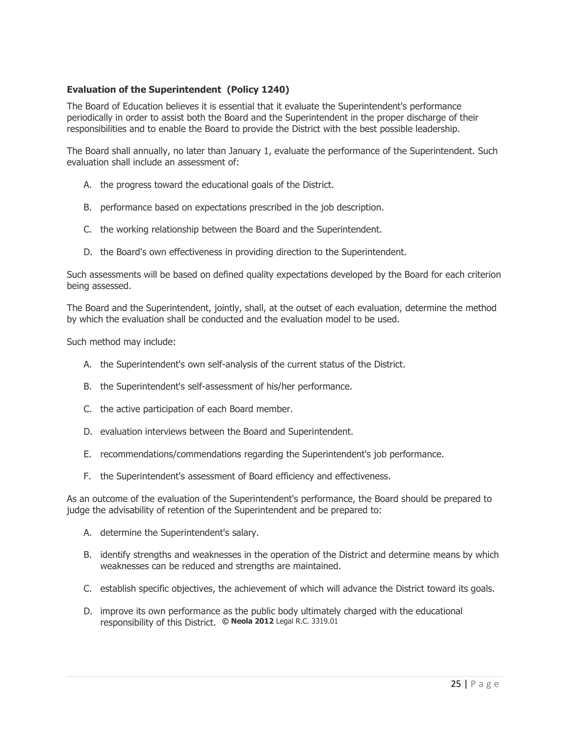### Evaluation of the Superintendent (Policy 1240)

The Board of Education believes it is essential that it evaluate the Superintendent's performance periodically in order to assist both the Board and the Superintendent in the proper discharge of their responsibilities and to enable the Board to provide the District with the best possible leadership.

The Board shall annually, no later than January 1, evaluate the performance of the Superintendent. Such evaluation shall include an assessment of:

A. the progress toward the educational goals of the District.

B. performance based on expectations prescribed in the job description.

C. the working relationship between the Board and the Superintendent.

D. the Board's own effectiveness in providing direction to the Superintendent.

Such assessments will be based on defined quality expectations developed by the Board for each criterion being assessed.

The Board and the Superintendent, jointly, shall, at the outset of each evaluation, determine the method by which the evaluation shall be conducted and the evaluation model to be used.

Such method may include:

A. the Superintendent's own self-analysis of the current status of the District.

B. the Superintendent's self-assessment of his/her performance.

C. the active participation of each Board member.

D. evaluation interviews between the Board and Superintendent.

E. recommendations/commendations regarding the Superintendent's job performance.

F. the Superintendent's assessment of Board efficiency and effectiveness.

As an outcome of the evaluation of the Superintendent's performance, the Board should be prepared to judge the advisability of retention of the Superintendent and be prepared to:

A. determine the Superintendent's salary.

B. identify strengths and weaknesses in the operation of the District and determine means by which weaknesses can be reduced and strengths are maintained.

C. establish specific objectives, the achievement of which will advance the District toward its goals.

D. improve its own performance as the public body ultimately charged with the educational responsibility of this District. **© Neola 2012** Legal R.C. 3319.01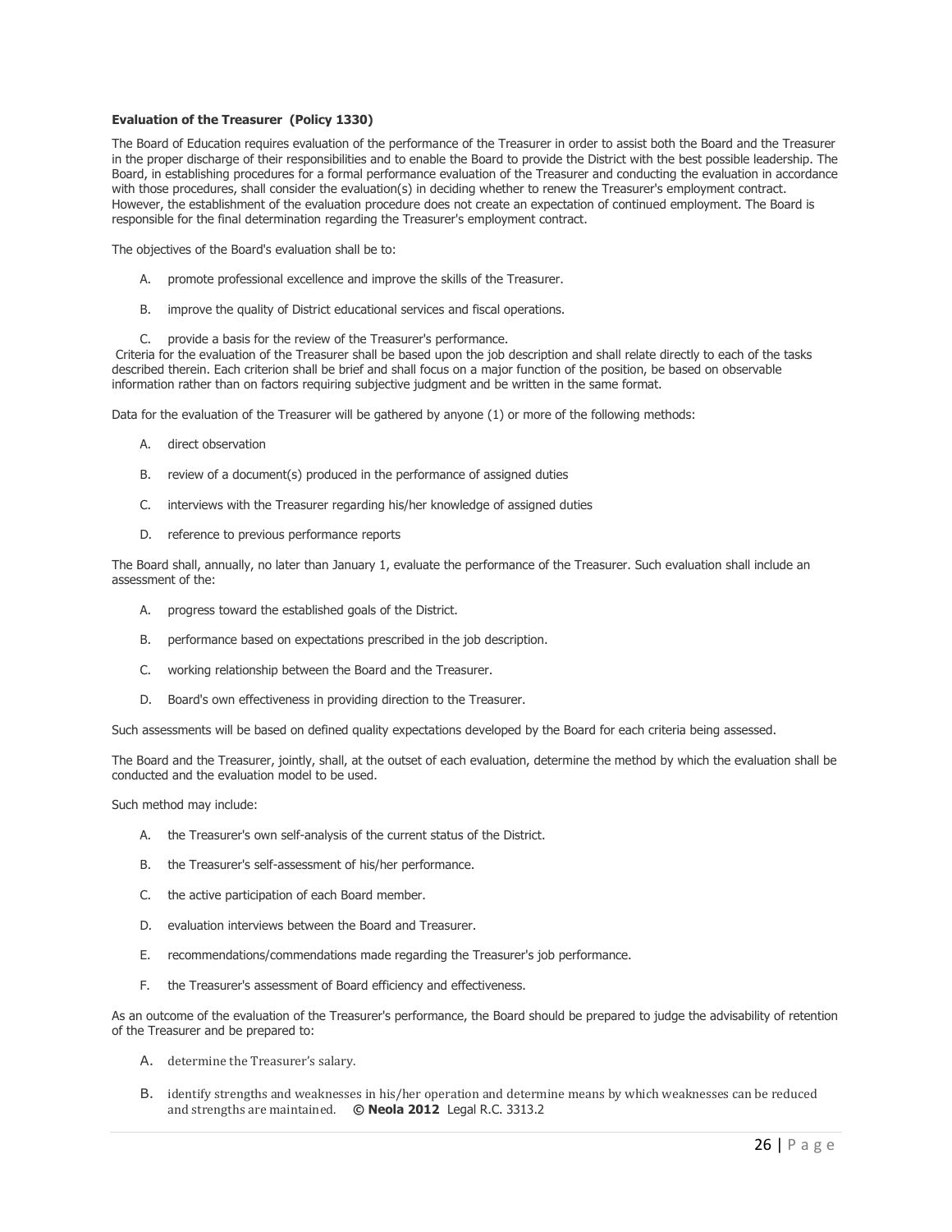**Evaluation of the Treasurer (Policy 1330)**

The Board of Education requires evaluation of the performance of the Treasurer in order to assist both the Board and the Treasurer in the proper discharge of their responsibilities and to enable the Board to provide the District with the best possible leadership. The Board, in establishing procedures for a formal performance evaluation of the Treasurer and conducting the evaluation in accordance with those procedures, shall consider the evaluation(s) in deciding whether to renew the Treasurer's employment contract. However, the establishment of the evaluation procedure does not create an expectation of continued employment. The Board is responsible for the final determination regarding the Treasurer's employment contract.

The objectives of the Board's evaluation shall be to:

A. promote professional excellence and improve the skills of the Treasurer.

B. improve the quality of District educational services and fiscal operations.

C. provide a basis for the review of the Treasurer's performance.

Criteria for the evaluation of the Treasurer shall be based upon the job description and shall relate directly to each of the tasks described therein. Each criterion shall be brief and shall focus on a major function of the position, be based on observable information rather than on factors requiring subjective judgment and be written in the same format.

Data for the evaluation of the Treasurer will be gathered by anyone (1) or more of the following methods:

A. direct observation

B. review of a document(s) produced in the performance of assigned duties

C. interviews with the Treasurer regarding his/her knowledge of assigned duties

D. reference to previous performance reports

The Board shall, annually, no later than January 1, evaluate the performance of the Treasurer. Such evaluation shall include an assessment of the:

A. progress toward the established goals of the District.

B. performance based on expectations prescribed in the job description.

C. working relationship between the Board and the Treasurer.

D. Board's own effectiveness in providing direction to the Treasurer.

Such assessments will be based on defined quality expectations developed by the Board for each criteria being assessed.

The Board and the Treasurer, jointly, shall, at the outset of each evaluation, determine the method by which the evaluation shall be conducted and the evaluation model to be used.

Such method may include:

A. the Treasurer's own self-analysis of the current status of the District.

B. the Treasurer's self-assessment of his/her performance.

C. the active participation of each Board member.

D. evaluation interviews between the Board and Treasurer.

E. recommendations/commendations made regarding the Treasurer's job performance.

F. the Treasurer's assessment of Board efficiency and effectiveness.

As an outcome of the evaluation of the Treasurer's performance, the Board should be prepared to judge the advisability of retention of the Treasurer and be prepared to:

A. determine the Treasurer's salary.

B. identify strengths and weaknesses in his/her operation and determine means by which weaknesses can be reduced and strengths are maintained. **© Neola 2012** Legal R.C. 3313.2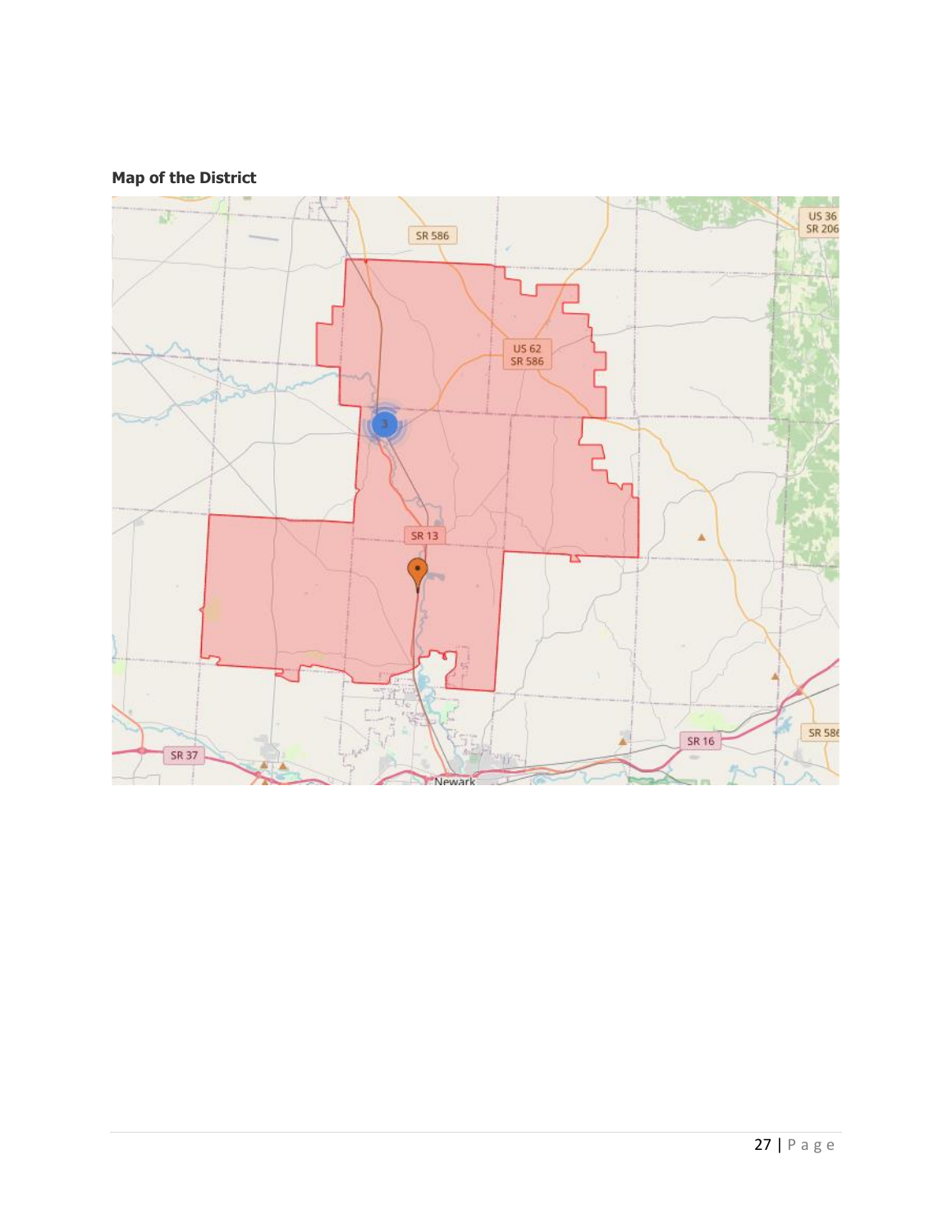**Map of the District**

SR 586

US 36
SR 206

US 62
SR 586

3

SR 13

SR 16

SR 586

SR 37

Newark